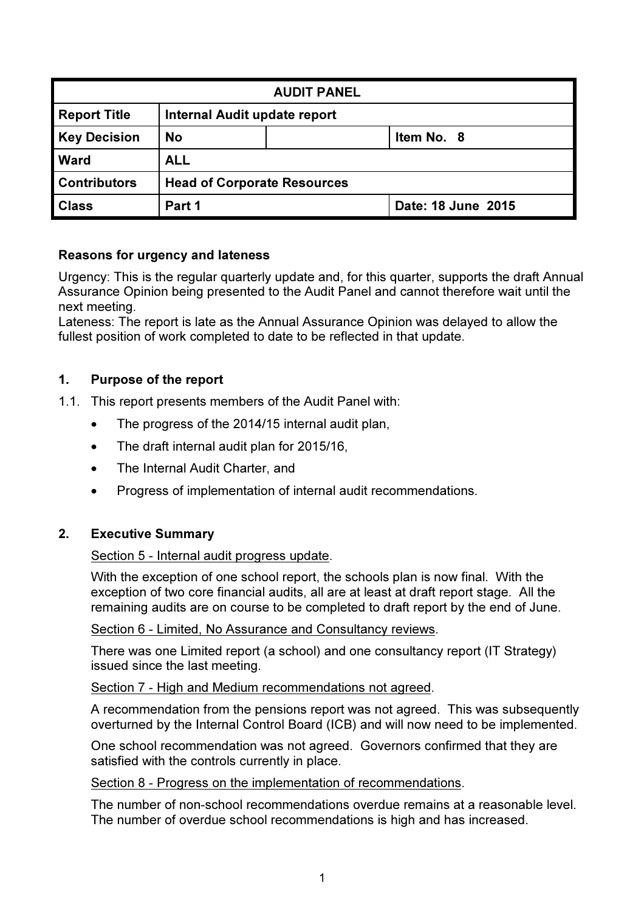| AUDIT PANEL | | | |
|---|---|---|---|
| **Report Title** | **Internal Audit update report** | | |
| **Key Decision** | **No** | | **Item No. 8** |
| **Ward** | **ALL** | | |
| **Contributors** | **Head of Corporate Resources** | | |
| **Class** | **Part 1** | | **Date: 18 June 2015** |

**Reasons for urgency and lateness**

Urgency: This is the regular quarterly update and, for this quarter, supports the draft Annual Assurance Opinion being presented to the Audit Panel and cannot therefore wait until the next meeting.

Lateness: The report is late as the Annual Assurance Opinion was delayed to allow the fullest position of work completed to date to be reflected in that update.

## 1. Purpose of the report

1.1. This report presents members of the Audit Panel with:

- The progress of the 2014/15 internal audit plan,
- The draft internal audit plan for 2015/16,
- The Internal Audit Charter, and
- Progress of implementation of internal audit recommendations.

## 2. Executive Summary

Section 5 - Internal audit progress update.

With the exception of one school report, the schools plan is now final. With the exception of two core financial audits, all are at least at draft report stage. All the remaining audits are on course to be completed to draft report by the end of June.

Section 6 - Limited, No Assurance and Consultancy reviews.

There was one Limited report (a school) and one consultancy report (IT Strategy) issued since the last meeting.

Section 7 - High and Medium recommendations not agreed.

A recommendation from the pensions report was not agreed. This was subsequently overturned by the Internal Control Board (ICB) and will now need to be implemented.

One school recommendation was not agreed. Governors confirmed that they are satisfied with the controls currently in place.

Section 8 - Progress on the implementation of recommendations.

The number of non-school recommendations overdue remains at a reasonable level. The number of overdue school recommendations is high and has increased.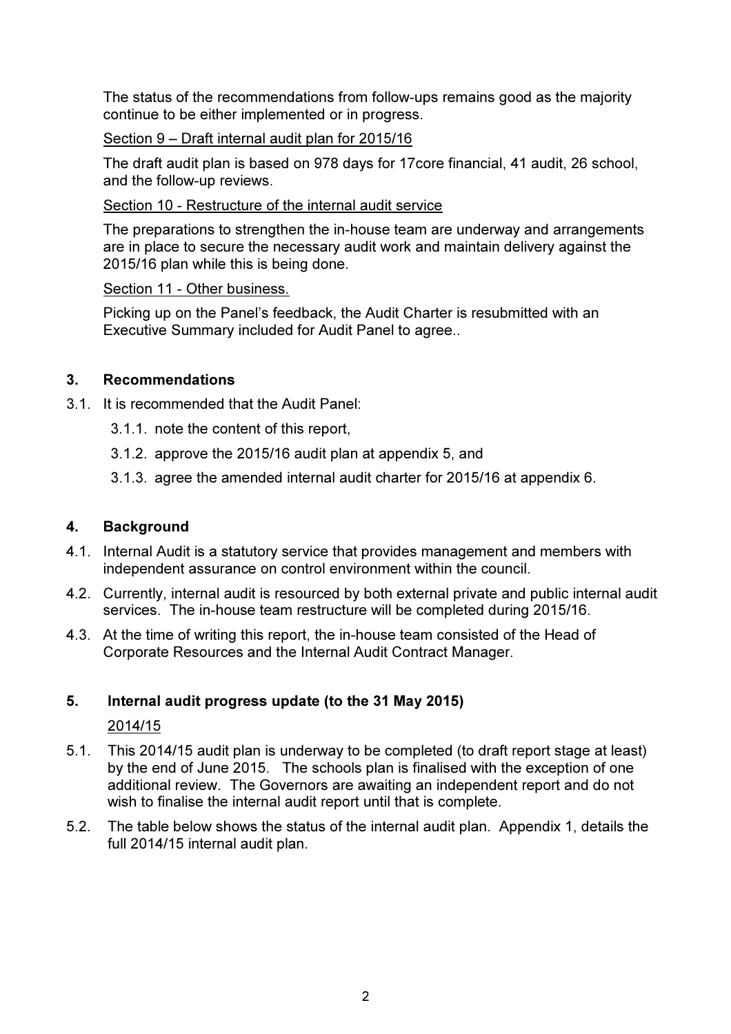The status of the recommendations from follow-ups remains good as the majority continue to be either implemented or in progress.

Section 9 – Draft internal audit plan for 2015/16

The draft audit plan is based on 978 days for 17core financial, 41 audit, 26 school, and the follow-up reviews.

Section 10 - Restructure of the internal audit service

The preparations to strengthen the in-house team are underway and arrangements are in place to secure the necessary audit work and maintain delivery against the 2015/16 plan while this is being done.

Section 11 - Other business.

Picking up on the Panel's feedback, the Audit Charter is resubmitted with an Executive Summary included for Audit Panel to agree..

## 3. Recommendations

3.1. It is recommended that the Audit Panel:

3.1.1. note the content of this report,

3.1.2. approve the 2015/16 audit plan at appendix 5, and

3.1.3. agree the amended internal audit charter for 2015/16 at appendix 6.

## 4. Background

4.1. Internal Audit is a statutory service that provides management and members with independent assurance on control environment within the council.

4.2. Currently, internal audit is resourced by both external private and public internal audit services. The in-house team restructure will be completed during 2015/16.

4.3. At the time of writing this report, the in-house team consisted of the Head of Corporate Resources and the Internal Audit Contract Manager.

## 5. Internal audit progress update (to the 31 May 2015)

2014/15

5.1. This 2014/15 audit plan is underway to be completed (to draft report stage at least) by the end of June 2015. The schools plan is finalised with the exception of one additional review. The Governors are awaiting an independent report and do not wish to finalise the internal audit report until that is complete.

5.2. The table below shows the status of the internal audit plan. Appendix 1, details the full 2014/15 internal audit plan.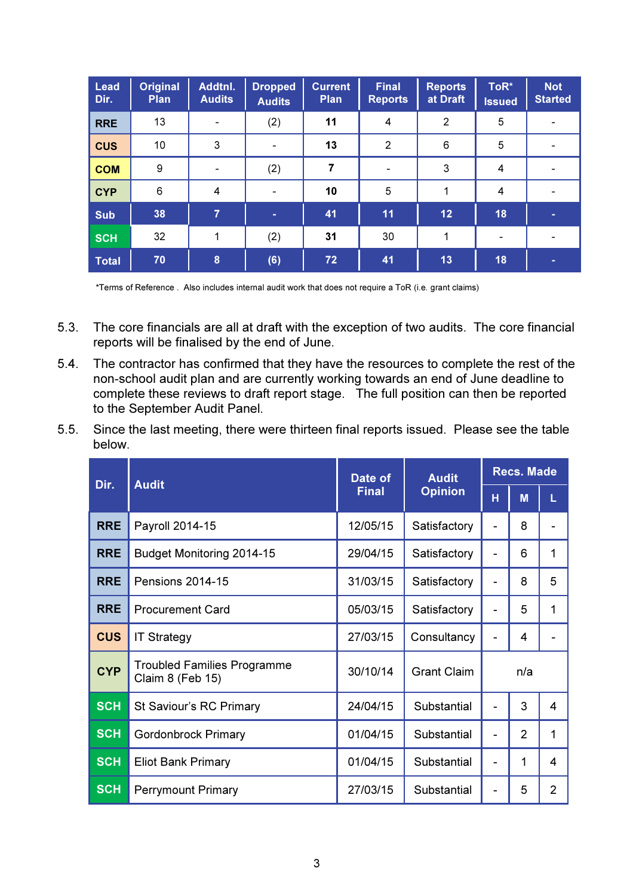| Lead Dir. | Original Plan | Addtnl. Audits | Dropped Audits | Current Plan | Final Reports | Reports at Draft | ToR* Issued | Not Started |
|---|---|---|---|---|---|---|---|---|
| RRE | 13 | - | (2) | **11** | 4 | 2 | 5 | - |
| CUS | 10 | 3 | - | **13** | 2 | 6 | 5 | - |
| COM | 9 | - | (2) | **7** | - | 3 | 4 | - |
| CYP | 6 | 4 | - | **10** | 5 | 1 | 4 | - |
| **Sub** | **38** | **7** | **-** | **41** | **11** | **12** | **18** | **-** |
| SCH | 32 | 1 | (2) | **31** | 30 | 1 | - | - |
| **Total** | **70** | **8** | **(6)** | **72** | **41** | **13** | **18** | **-** |

*Terms of Reference . Also includes internal audit work that does not require a ToR (i.e. grant claims)

5.3. The core financials are all at draft with the exception of two audits. The core financial reports will be finalised by the end of June.

5.4. The contractor has confirmed that they have the resources to complete the rest of the non-school audit plan and are currently working towards an end of June deadline to complete these reviews to draft report stage. The full position can then be reported to the September Audit Panel.

5.5. Since the last meeting, there were thirteen final reports issued. Please see the table below.

| Dir. | Audit | Date of Final | Audit Opinion | Recs. Made | | |
|---|---|---|---|---|---|---|
| | | | | H | M | L |
| RRE | Payroll 2014-15 | 12/05/15 | Satisfactory | - | 8 | - |
| RRE | Budget Monitoring 2014-15 | 29/04/15 | Satisfactory | - | 6 | 1 |
| RRE | Pensions 2014-15 | 31/03/15 | Satisfactory | - | 8 | 5 |
| RRE | Procurement Card | 05/03/15 | Satisfactory | - | 5 | 1 |
| CUS | IT Strategy | 27/03/15 | Consultancy | - | 4 | - |
| CYP | Troubled Families Programme Claim 8 (Feb 15) | 30/10/14 | Grant Claim | n/a | | |
| SCH | St Saviour's RC Primary | 24/04/15 | Substantial | - | 3 | 4 |
| SCH | Gordonbrock Primary | 01/04/15 | Substantial | - | 2 | 1 |
| SCH | Eliot Bank Primary | 01/04/15 | Substantial | - | 1 | 4 |
| SCH | Perrymount Primary | 27/03/15 | Substantial | - | 5 | 2 |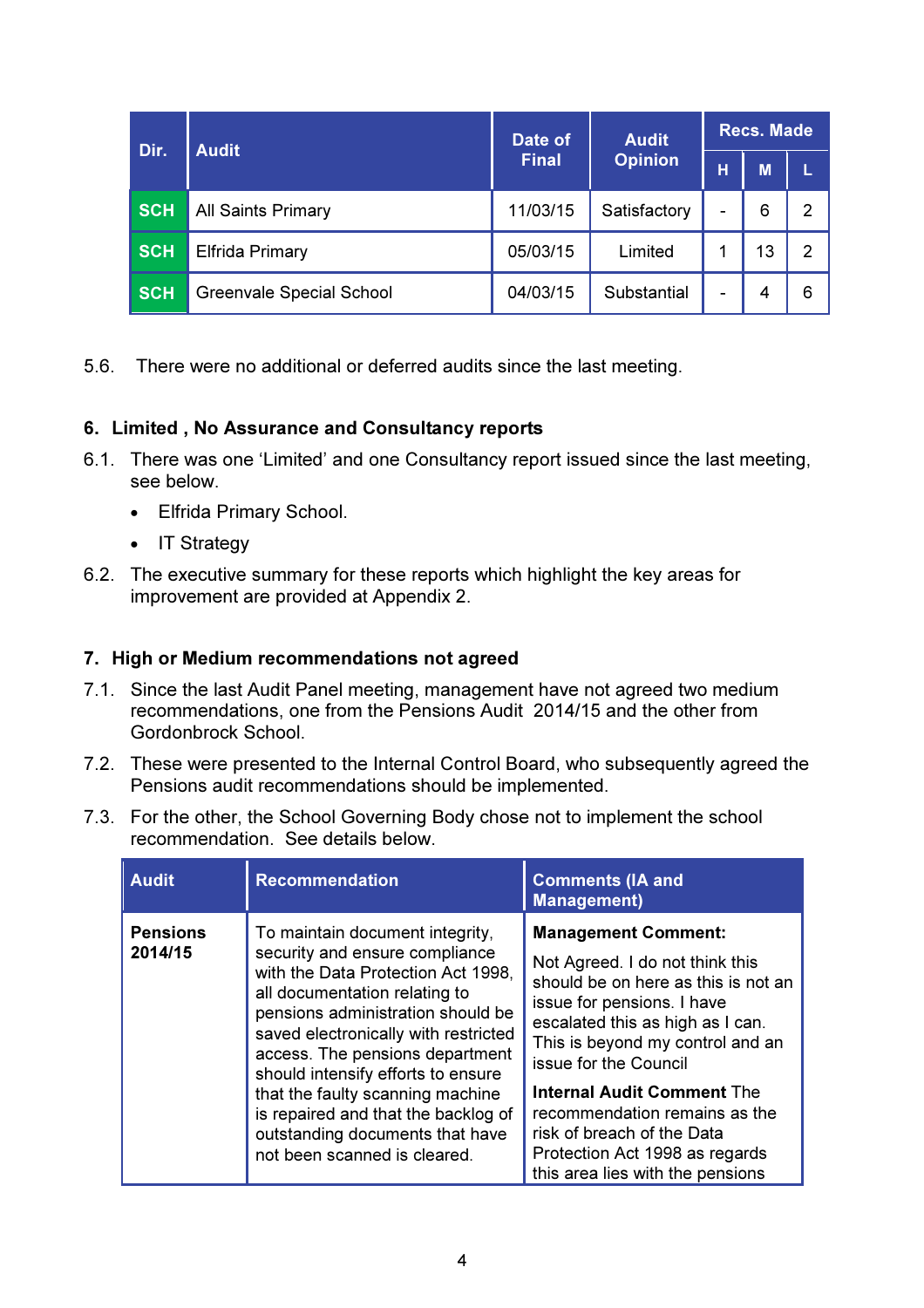| Dir. | Audit | Date of Final | Audit Opinion | Recs. Made | | |
|---|---|---|---|---|---|---|
| | | | | H | M | L |
| SCH | All Saints Primary | 11/03/15 | Satisfactory | - | 6 | 2 |
| SCH | Elfrida Primary | 05/03/15 | Limited | 1 | 13 | 2 |
| SCH | Greenvale Special School | 04/03/15 | Substantial | - | 4 | 6 |

5.6. There were no additional or deferred audits since the last meeting.

## 6. Limited , No Assurance and Consultancy reports

6.1. There was one 'Limited' and one Consultancy report issued since the last meeting, see below.

- Elfrida Primary School.
- IT Strategy

6.2. The executive summary for these reports which highlight the key areas for improvement are provided at Appendix 2.

## 7. High or Medium recommendations not agreed

7.1. Since the last Audit Panel meeting, management have not agreed two medium recommendations, one from the Pensions Audit 2014/15 and the other from Gordonbrock School.

7.2. These were presented to the Internal Control Board, who subsequently agreed the Pensions audit recommendations should be implemented.

7.3. For the other, the School Governing Body chose not to implement the school recommendation. See details below.

| Audit | Recommendation | Comments (IA and Management) |
|---|---|---|
| **Pensions 2014/15** | To maintain document integrity, security and ensure compliance with the Data Protection Act 1998, all documentation relating to pensions administration should be saved electronically with restricted access. The pensions department should intensify efforts to ensure that the faulty scanning machine is repaired and that the backlog of outstanding documents that have not been scanned is cleared. | **Management Comment:** Not Agreed. I do not think this should be on here as this is not an issue for pensions. I have escalated this as high as I can. This is beyond my control and an issue for the Council **Internal Audit Comment** The recommendation remains as the risk of breach of the Data Protection Act 1998 as regards this area lies with the pensions |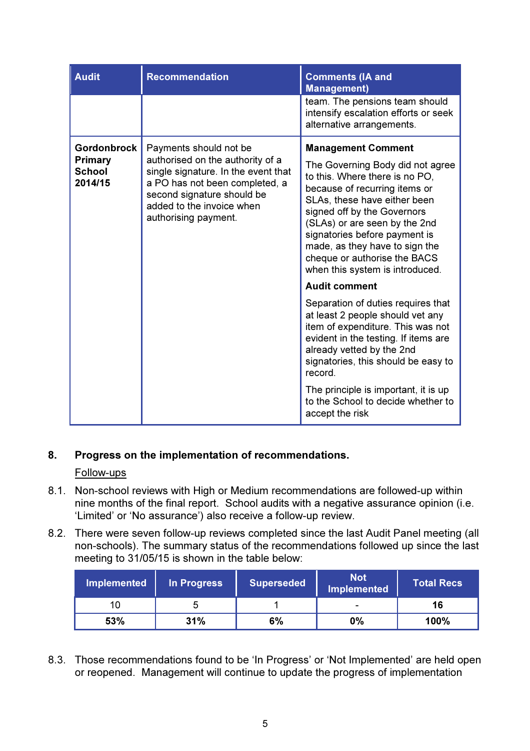| Audit | Recommendation | Comments (IA and Management) |
|---|---|---|
| | | team. The pensions team should intensify escalation efforts or seek alternative arrangements. |
| **Gordonbrock Primary School 2014/15** | Payments should not be authorised on the authority of a single signature. In the event that a PO has not been completed, a second signature should be added to the invoice when authorising payment. | **Management Comment**<br><br>The Governing Body did not agree to this. Where there is no PO, because of recurring items or SLAs, these have either been signed off by the Governors (SLAs) or are seen by the 2nd signatories before payment is made, as they have to sign the cheque or authorise the BACS when this system is introduced.<br><br>**Audit comment**<br><br>Separation of duties requires that at least 2 people should vet any item of expenditure. This was not evident in the testing. If items are already vetted by the 2nd signatories, this should be easy to record.<br><br>The principle is important, it is up to the School to decide whether to accept the risk |

## 8. Progress on the implementation of recommendations.

Follow-ups

8.1. Non-school reviews with High or Medium recommendations are followed-up within nine months of the final report. School audits with a negative assurance opinion (i.e. 'Limited' or 'No assurance') also receive a follow-up review.

8.2. There were seven follow-up reviews completed since the last Audit Panel meeting (all non-schools). The summary status of the recommendations followed up since the last meeting to 31/05/15 is shown in the table below:

| Implemented | In Progress | Superseded | Not Implemented | Total Recs |
|---|---|---|---|---|
| 10 | 5 | 1 | - | **16** |
| **53%** | **31%** | **6%** | **0%** | **100%** |

8.3. Those recommendations found to be 'In Progress' or 'Not Implemented' are held open or reopened. Management will continue to update the progress of implementation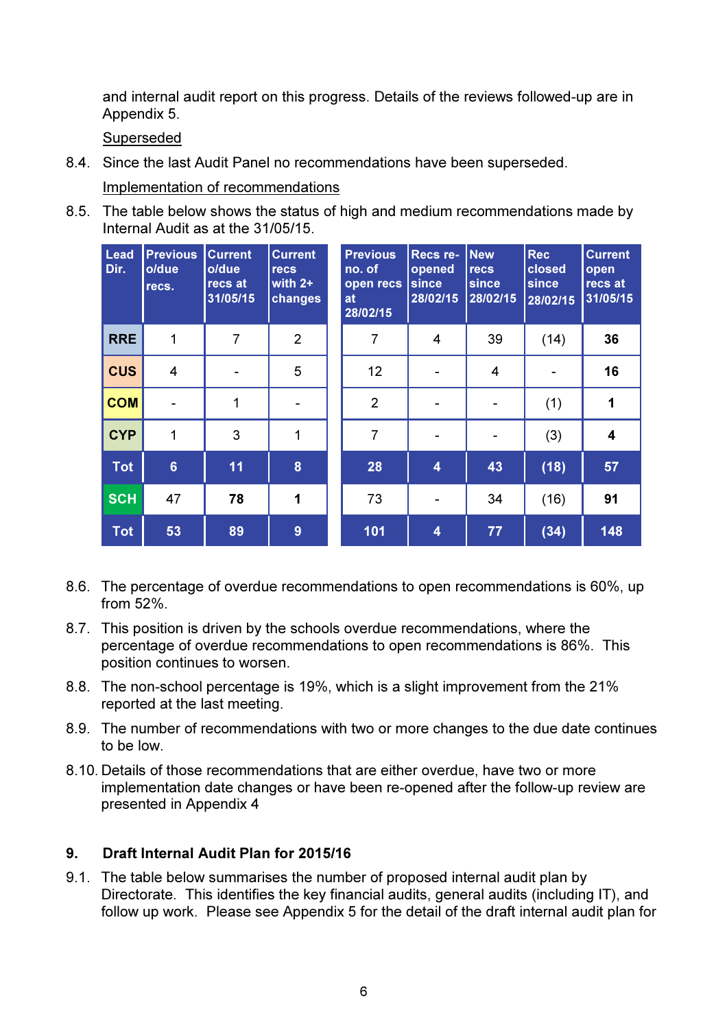and internal audit report on this progress. Details of the reviews followed-up are in Appendix 5.

Superseded

8.4. Since the last Audit Panel no recommendations have been superseded.

Implementation of recommendations

8.5. The table below shows the status of high and medium recommendations made by Internal Audit as at the 31/05/15.

| Lead Dir. | Previous o/due recs. | Current o/due recs at 31/05/15 | Current recs with 2+ changes | Previous no. of open recs at 28/02/15 | Recs re-opened since 28/02/15 | New recs since 28/02/15 | Rec closed since 28/02/15 | Current open recs at 31/05/15 |
|---|---|---|---|---|---|---|---|---|
| RRE | 1 | 7 | 2 | 7 | 4 | 39 | (14) | **36** |
| CUS | 4 | - | 5 | 12 | - | 4 | - | **16** |
| COM | - | 1 | - | 2 | - | - | (1) | **1** |
| CYP | 1 | 3 | 1 | 7 | - | - | (3) | **4** |
| **Tot** | **6** | **11** | **8** | **28** | **4** | **43** | **(18)** | **57** |
| SCH | 47 | **78** | **1** | 73 | - | 34 | (16) | **91** |
| **Tot** | **53** | **89** | **9** | **101** | **4** | **77** | **(34)** | **148** |

8.6. The percentage of overdue recommendations to open recommendations is 60%, up from 52%.

8.7. This position is driven by the schools overdue recommendations, where the percentage of overdue recommendations to open recommendations is 86%. This position continues to worsen.

8.8. The non-school percentage is 19%, which is a slight improvement from the 21% reported at the last meeting.

8.9. The number of recommendations with two or more changes to the due date continues to be low.

8.10. Details of those recommendations that are either overdue, have two or more implementation date changes or have been re-opened after the follow-up review are presented in Appendix 4

## 9. Draft Internal Audit Plan for 2015/16

9.1. The table below summarises the number of proposed internal audit plan by Directorate. This identifies the key financial audits, general audits (including IT), and follow up work. Please see Appendix 5 for the detail of the draft internal audit plan for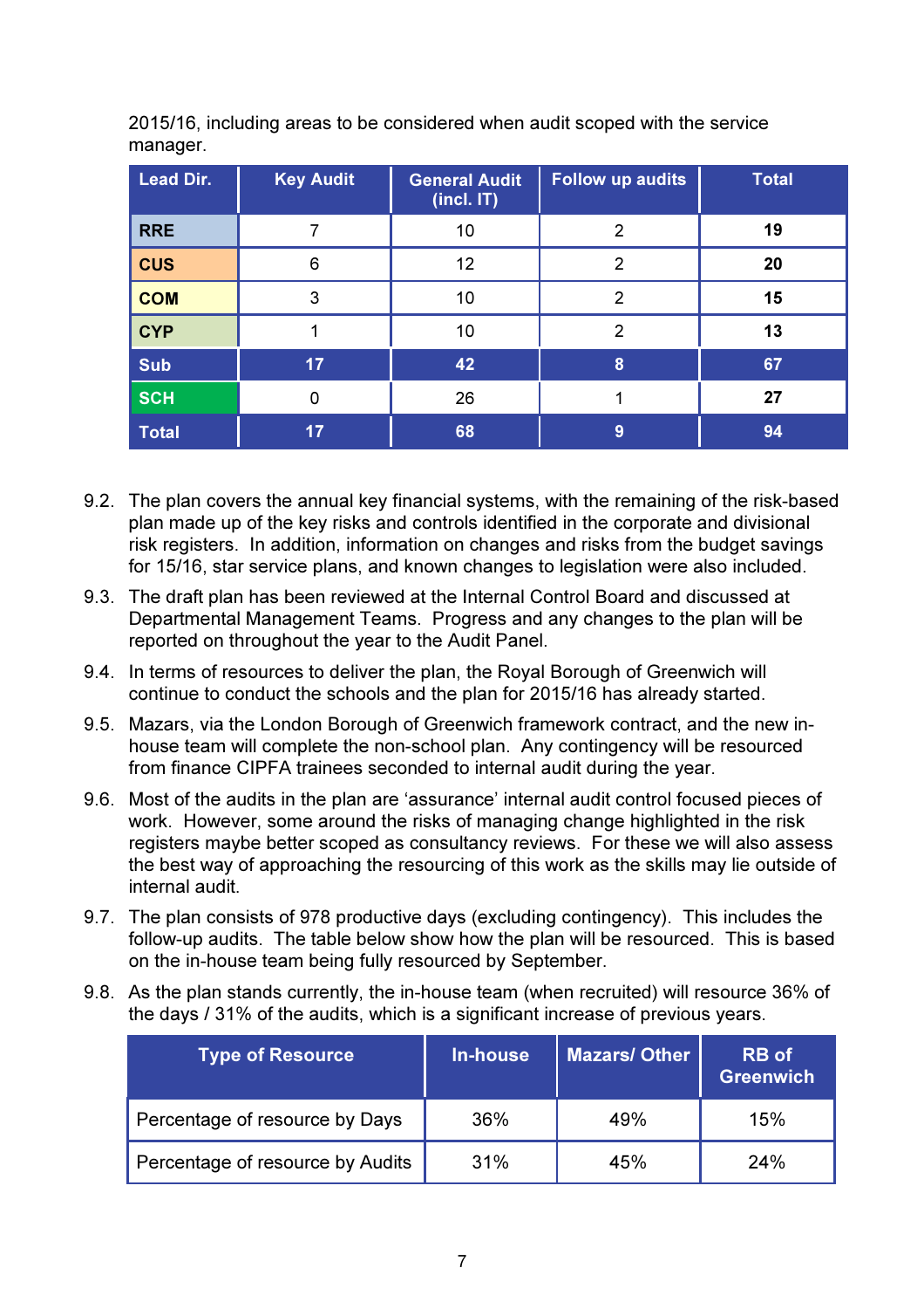2015/16, including areas to be considered when audit scoped with the service manager.

| Lead Dir. | Key Audit | General Audit (incl. IT) | Follow up audits | Total |
|---|---|---|---|---|
| **RRE** | 7 | 10 | 2 | **19** |
| **CUS** | 6 | 12 | 2 | **20** |
| **COM** | 3 | 10 | 2 | **15** |
| **CYP** | 1 | 10 | 2 | **13** |
| **Sub** | **17** | **42** | **8** | **67** |
| **SCH** | 0 | 26 | 1 | **27** |
| **Total** | **17** | **68** | **9** | **94** |

9.2. The plan covers the annual key financial systems, with the remaining of the risk-based plan made up of the key risks and controls identified in the corporate and divisional risk registers. In addition, information on changes and risks from the budget savings for 15/16, star service plans, and known changes to legislation were also included.

9.3. The draft plan has been reviewed at the Internal Control Board and discussed at Departmental Management Teams. Progress and any changes to the plan will be reported on throughout the year to the Audit Panel.

9.4. In terms of resources to deliver the plan, the Royal Borough of Greenwich will continue to conduct the schools and the plan for 2015/16 has already started.

9.5. Mazars, via the London Borough of Greenwich framework contract, and the new in-house team will complete the non-school plan. Any contingency will be resourced from finance CIPFA trainees seconded to internal audit during the year.

9.6. Most of the audits in the plan are 'assurance' internal audit control focused pieces of work. However, some around the risks of managing change highlighted in the risk registers maybe better scoped as consultancy reviews. For these we will also assess the best way of approaching the resourcing of this work as the skills may lie outside of internal audit.

9.7. The plan consists of 978 productive days (excluding contingency). This includes the follow-up audits. The table below show how the plan will be resourced. This is based on the in-house team being fully resourced by September.

9.8. As the plan stands currently, the in-house team (when recruited) will resource 36% of the days / 31% of the audits, which is a significant increase of previous years.

| Type of Resource | In-house | Mazars/ Other | RB of Greenwich |
|---|---|---|---|
| Percentage of resource by Days | 36% | 49% | 15% |
| Percentage of resource by Audits | 31% | 45% | 24% |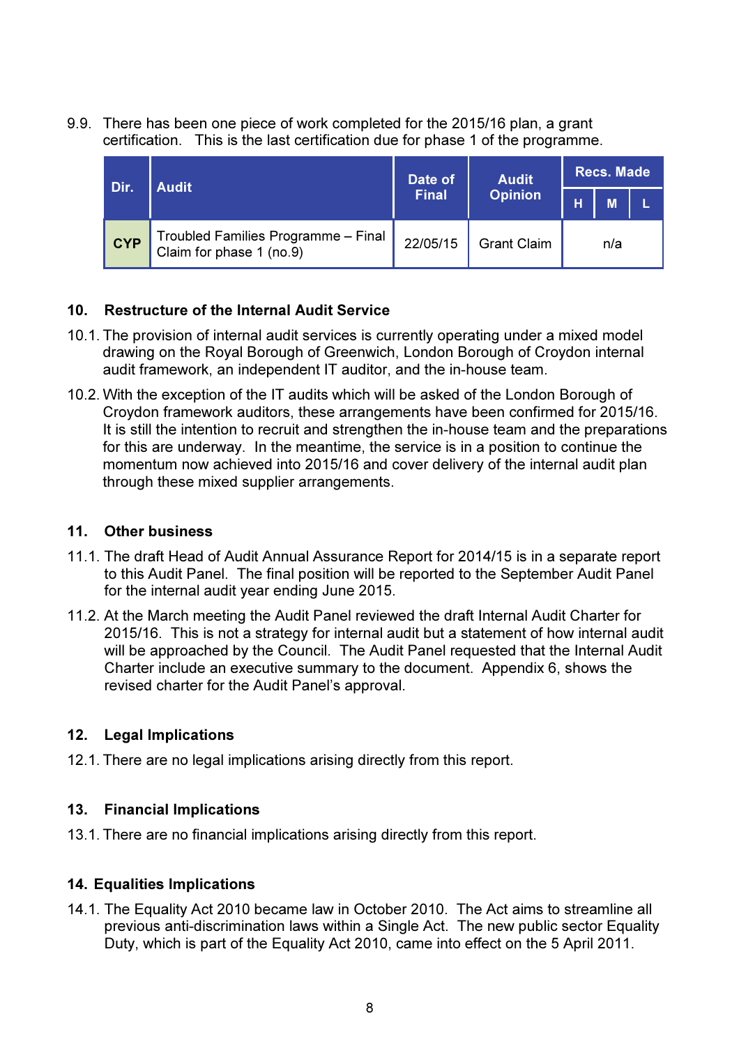9.9. There has been one piece of work completed for the 2015/16 plan, a grant certification. This is the last certification due for phase 1 of the programme.

| Dir. | Audit | Date of Final | Audit Opinion | Recs. Made | | |
|---|---|---|---|---|---|---|
| | | | | H | M | L |
| CYP | Troubled Families Programme – Final Claim for phase 1 (no.9) | 22/05/15 | Grant Claim | n/a | | |

## 10. Restructure of the Internal Audit Service

10.1. The provision of internal audit services is currently operating under a mixed model drawing on the Royal Borough of Greenwich, London Borough of Croydon internal audit framework, an independent IT auditor, and the in-house team.

10.2. With the exception of the IT audits which will be asked of the London Borough of Croydon framework auditors, these arrangements have been confirmed for 2015/16. It is still the intention to recruit and strengthen the in-house team and the preparations for this are underway. In the meantime, the service is in a position to continue the momentum now achieved into 2015/16 and cover delivery of the internal audit plan through these mixed supplier arrangements.

## 11. Other business

11.1. The draft Head of Audit Annual Assurance Report for 2014/15 is in a separate report to this Audit Panel. The final position will be reported to the September Audit Panel for the internal audit year ending June 2015.

11.2. At the March meeting the Audit Panel reviewed the draft Internal Audit Charter for 2015/16. This is not a strategy for internal audit but a statement of how internal audit will be approached by the Council. The Audit Panel requested that the Internal Audit Charter include an executive summary to the document. Appendix 6, shows the revised charter for the Audit Panel's approval.

## 12. Legal Implications

12.1. There are no legal implications arising directly from this report.

## 13. Financial Implications

13.1. There are no financial implications arising directly from this report.

## 14. Equalities Implications

14.1. The Equality Act 2010 became law in October 2010. The Act aims to streamline all previous anti-discrimination laws within a Single Act. The new public sector Equality Duty, which is part of the Equality Act 2010, came into effect on the 5 April 2011.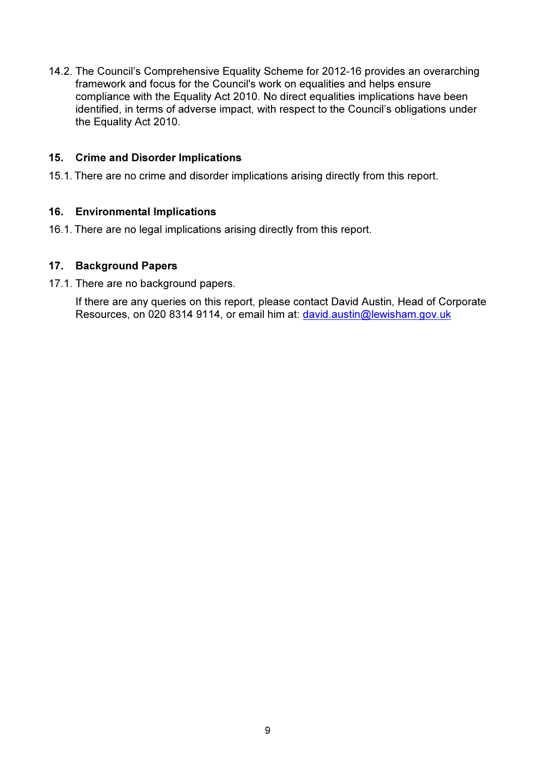14.2. The Council's Comprehensive Equality Scheme for 2012-16 provides an overarching framework and focus for the Council's work on equalities and helps ensure compliance with the Equality Act 2010. No direct equalities implications have been identified, in terms of adverse impact, with respect to the Council's obligations under the Equality Act 2010.

## 15. Crime and Disorder Implications

15.1. There are no crime and disorder implications arising directly from this report.

## 16. Environmental Implications

16.1. There are no legal implications arising directly from this report.

## 17. Background Papers

17.1. There are no background papers.

If there are any queries on this report, please contact David Austin, Head of Corporate Resources, on 020 8314 9114, or email him at: david.austin@lewisham.gov.uk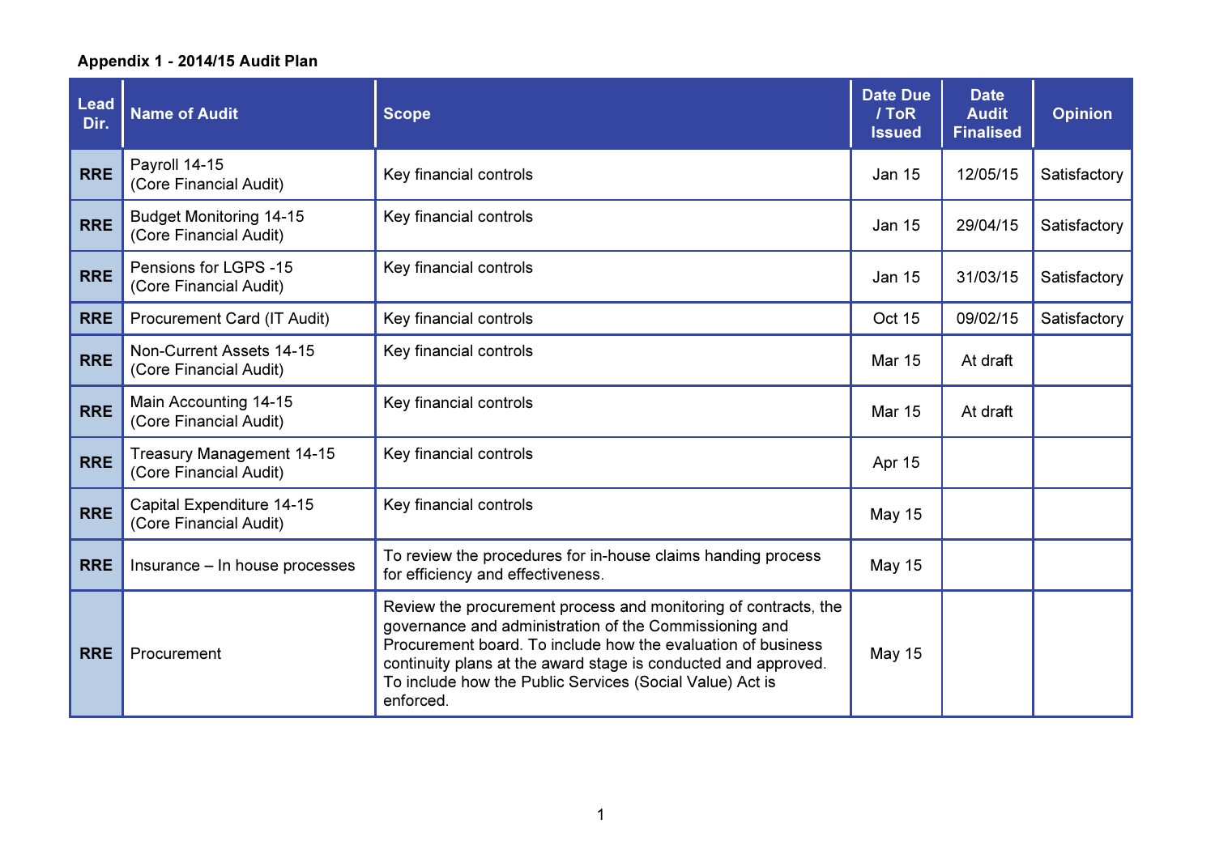**Appendix 1 - 2014/15 Audit Plan**

| Lead Dir. | Name of Audit | Scope | Date Due / ToR Issued | Date Audit Finalised | Opinion |
|---|---|---|---|---|---|
| RRE | Payroll 14-15 (Core Financial Audit) | Key financial controls | Jan 15 | 12/05/15 | Satisfactory |
| RRE | Budget Monitoring 14-15 (Core Financial Audit) | Key financial controls | Jan 15 | 29/04/15 | Satisfactory |
| RRE | Pensions for LGPS -15 (Core Financial Audit) | Key financial controls | Jan 15 | 31/03/15 | Satisfactory |
| RRE | Procurement Card (IT Audit) | Key financial controls | Oct 15 | 09/02/15 | Satisfactory |
| RRE | Non-Current Assets 14-15 (Core Financial Audit) | Key financial controls | Mar 15 | At draft | |
| RRE | Main Accounting 14-15 (Core Financial Audit) | Key financial controls | Mar 15 | At draft | |
| RRE | Treasury Management 14-15 (Core Financial Audit) | Key financial controls | Apr 15 | | |
| RRE | Capital Expenditure 14-15 (Core Financial Audit) | Key financial controls | May 15 | | |
| RRE | Insurance – In house processes | To review the procedures for in-house claims handing process for efficiency and effectiveness. | May 15 | | |
| RRE | Procurement | Review the procurement process and monitoring of contracts, the governance and administration of the Commissioning and Procurement board. To include how the evaluation of business continuity plans at the award stage is conducted and approved. To include how the Public Services (Social Value) Act is enforced. | May 15 | | |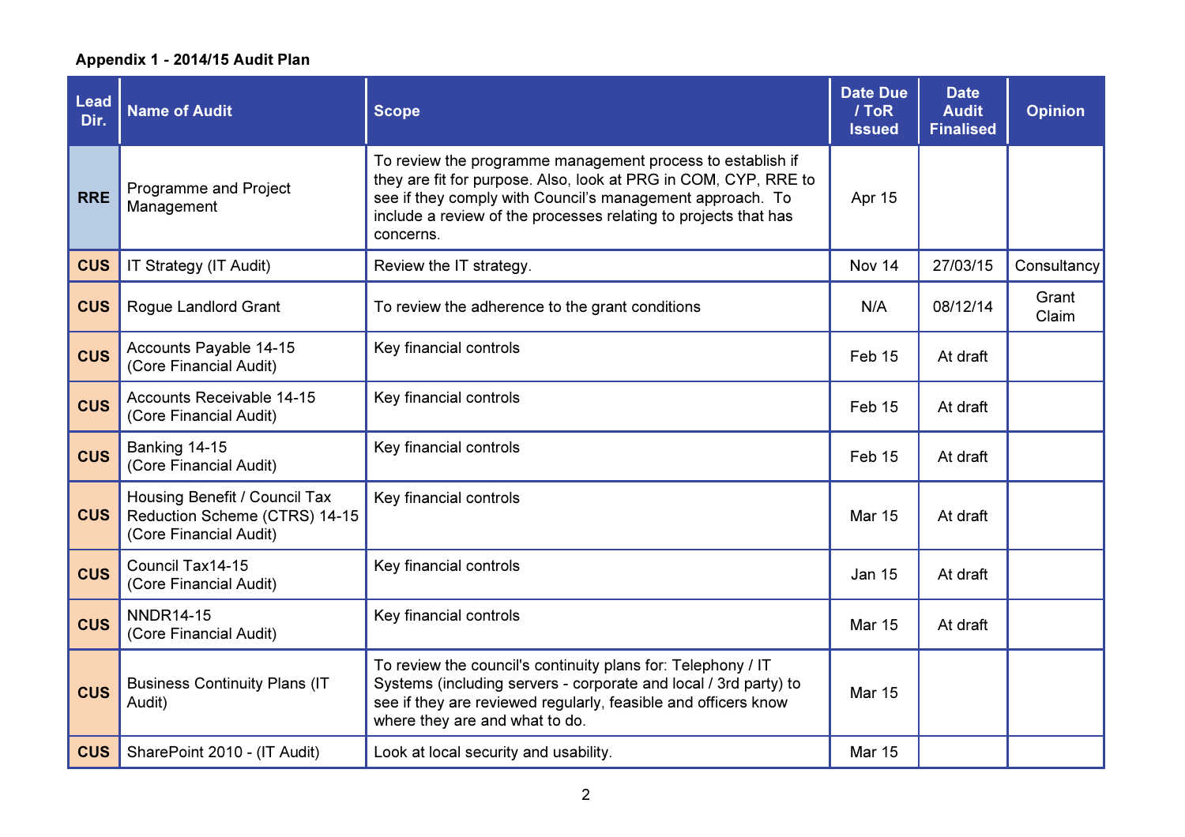**Appendix 1 - 2014/15 Audit Plan**

| Lead Dir. | Name of Audit | Scope | Date Due / ToR Issued | Date Audit Finalised | Opinion |
|---|---|---|---|---|---|
| RRE | Programme and Project Management | To review the programme management process to establish if they are fit for purpose. Also, look at PRG in COM, CYP, RRE to see if they comply with Council's management approach. To include a review of the processes relating to projects that has concerns. | Apr 15 | | |
| CUS | IT Strategy (IT Audit) | Review the IT strategy. | Nov 14 | 27/03/15 | Consultancy |
| CUS | Rogue Landlord Grant | To review the adherence to the grant conditions | N/A | 08/12/14 | Grant Claim |
| CUS | Accounts Payable 14-15 (Core Financial Audit) | Key financial controls | Feb 15 | At draft | |
| CUS | Accounts Receivable 14-15 (Core Financial Audit) | Key financial controls | Feb 15 | At draft | |
| CUS | Banking 14-15 (Core Financial Audit) | Key financial controls | Feb 15 | At draft | |
| CUS | Housing Benefit / Council Tax Reduction Scheme (CTRS) 14-15 (Core Financial Audit) | Key financial controls | Mar 15 | At draft | |
| CUS | Council Tax14-15 (Core Financial Audit) | Key financial controls | Jan 15 | At draft | |
| CUS | NNDR14-15 (Core Financial Audit) | Key financial controls | Mar 15 | At draft | |
| CUS | Business Continuity Plans (IT Audit) | To review the council's continuity plans for: Telephony / IT Systems (including servers - corporate and local / 3rd party) to see if they are reviewed regularly, feasible and officers know where they are and what to do. | Mar 15 | | |
| CUS | SharePoint 2010 - (IT Audit) | Look at local security and usability. | Mar 15 | | |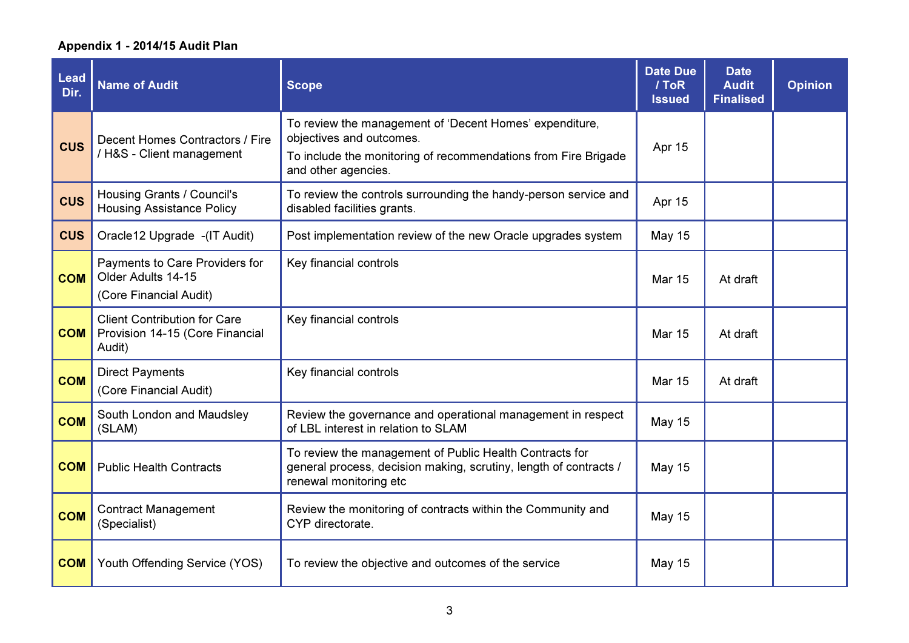**Appendix 1 - 2014/15 Audit Plan**

| Lead Dir. | Name of Audit | Scope | Date Due / ToR Issued | Date Audit Finalised | Opinion |
|---|---|---|---|---|---|
| CUS | Decent Homes Contractors / Fire / H&S - Client management | To review the management of 'Decent Homes' expenditure, objectives and outcomes. To include the monitoring of recommendations from Fire Brigade and other agencies. | Apr 15 | | |
| CUS | Housing Grants / Council's Housing Assistance Policy | To review the controls surrounding the handy-person service and disabled facilities grants. | Apr 15 | | |
| CUS | Oracle12 Upgrade -(IT Audit) | Post implementation review of the new Oracle upgrades system | May 15 | | |
| COM | Payments to Care Providers for Older Adults 14-15 (Core Financial Audit) | Key financial controls | Mar 15 | At draft | |
| COM | Client Contribution for Care Provision 14-15 (Core Financial Audit) | Key financial controls | Mar 15 | At draft | |
| COM | Direct Payments (Core Financial Audit) | Key financial controls | Mar 15 | At draft | |
| COM | South London and Maudsley (SLAM) | Review the governance and operational management in respect of LBL interest in relation to SLAM | May 15 | | |
| COM | Public Health Contracts | To review the management of Public Health Contracts for general process, decision making, scrutiny, length of contracts / renewal monitoring etc | May 15 | | |
| COM | Contract Management (Specialist) | Review the monitoring of contracts within the Community and CYP directorate. | May 15 | | |
| COM | Youth Offending Service (YOS) | To review the objective and outcomes of the service | May 15 | | |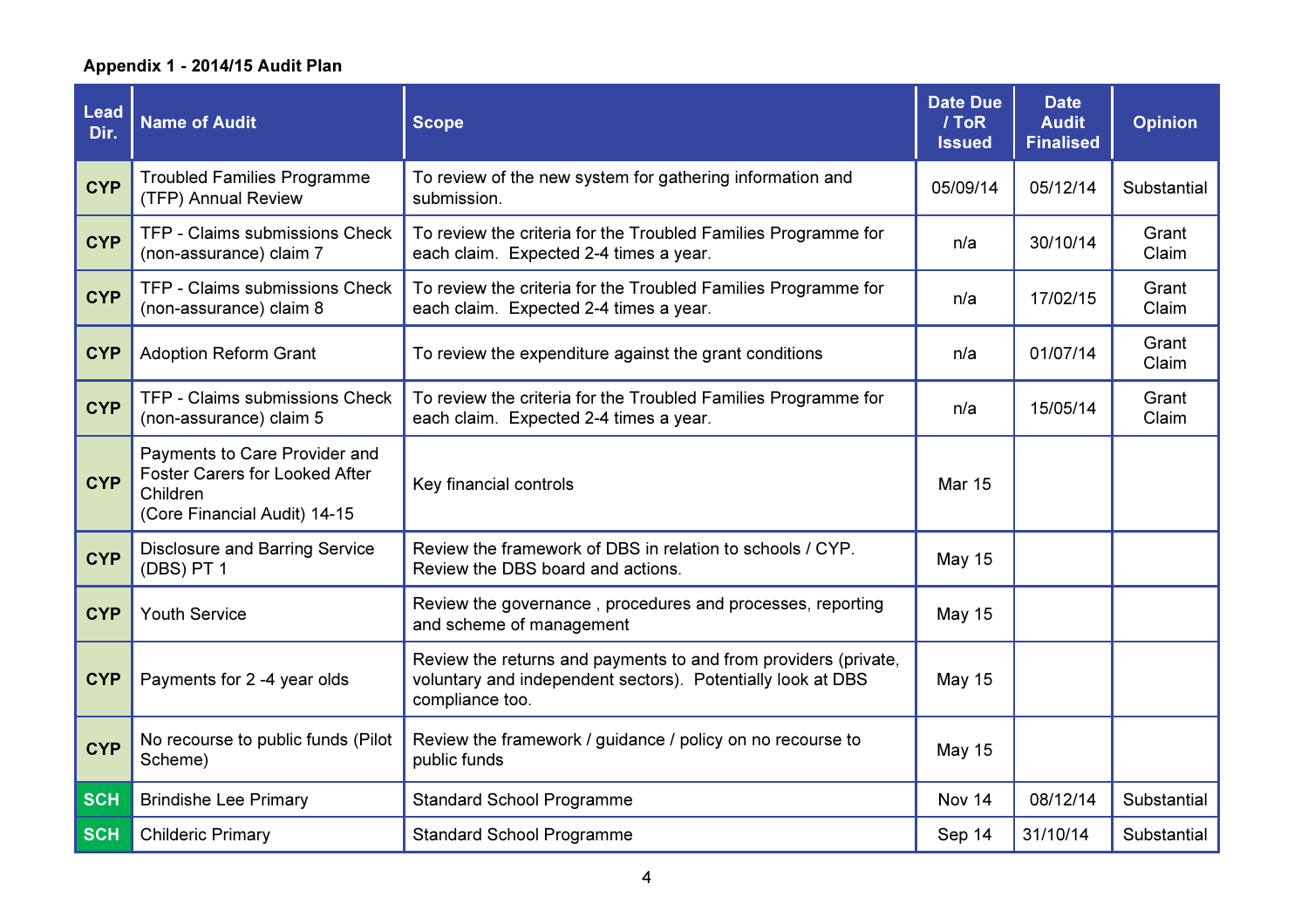**Appendix 1 - 2014/15 Audit Plan**

| Lead Dir. | Name of Audit | Scope | Date Due / ToR Issued | Date Audit Finalised | Opinion |
|---|---|---|---|---|---|
| CYP | Troubled Families Programme (TFP) Annual Review | To review of the new system for gathering information and submission. | 05/09/14 | 05/12/14 | Substantial |
| CYP | TFP - Claims submissions Check (non-assurance) claim 7 | To review the criteria for the Troubled Families Programme for each claim. Expected 2-4 times a year. | n/a | 30/10/14 | Grant Claim |
| CYP | TFP - Claims submissions Check (non-assurance) claim 8 | To review the criteria for the Troubled Families Programme for each claim. Expected 2-4 times a year. | n/a | 17/02/15 | Grant Claim |
| CYP | Adoption Reform Grant | To review the expenditure against the grant conditions | n/a | 01/07/14 | Grant Claim |
| CYP | TFP - Claims submissions Check (non-assurance) claim 5 | To review the criteria for the Troubled Families Programme for each claim. Expected 2-4 times a year. | n/a | 15/05/14 | Grant Claim |
| CYP | Payments to Care Provider and Foster Carers for Looked After Children (Core Financial Audit) 14-15 | Key financial controls | Mar 15 | | |
| CYP | Disclosure and Barring Service (DBS) PT 1 | Review the framework of DBS in relation to schools / CYP. Review the DBS board and actions. | May 15 | | |
| CYP | Youth Service | Review the governance , procedures and processes, reporting and scheme of management | May 15 | | |
| CYP | Payments for 2 -4 year olds | Review the returns and payments to and from providers (private, voluntary and independent sectors). Potentially look at DBS compliance too. | May 15 | | |
| CYP | No recourse to public funds (Pilot Scheme) | Review the framework / guidance / policy on no recourse to public funds | May 15 | | |
| SCH | Brindishe Lee Primary | Standard School Programme | Nov 14 | 08/12/14 | Substantial |
| SCH | Childeric Primary | Standard School Programme | Sep 14 | 31/10/14 | Substantial |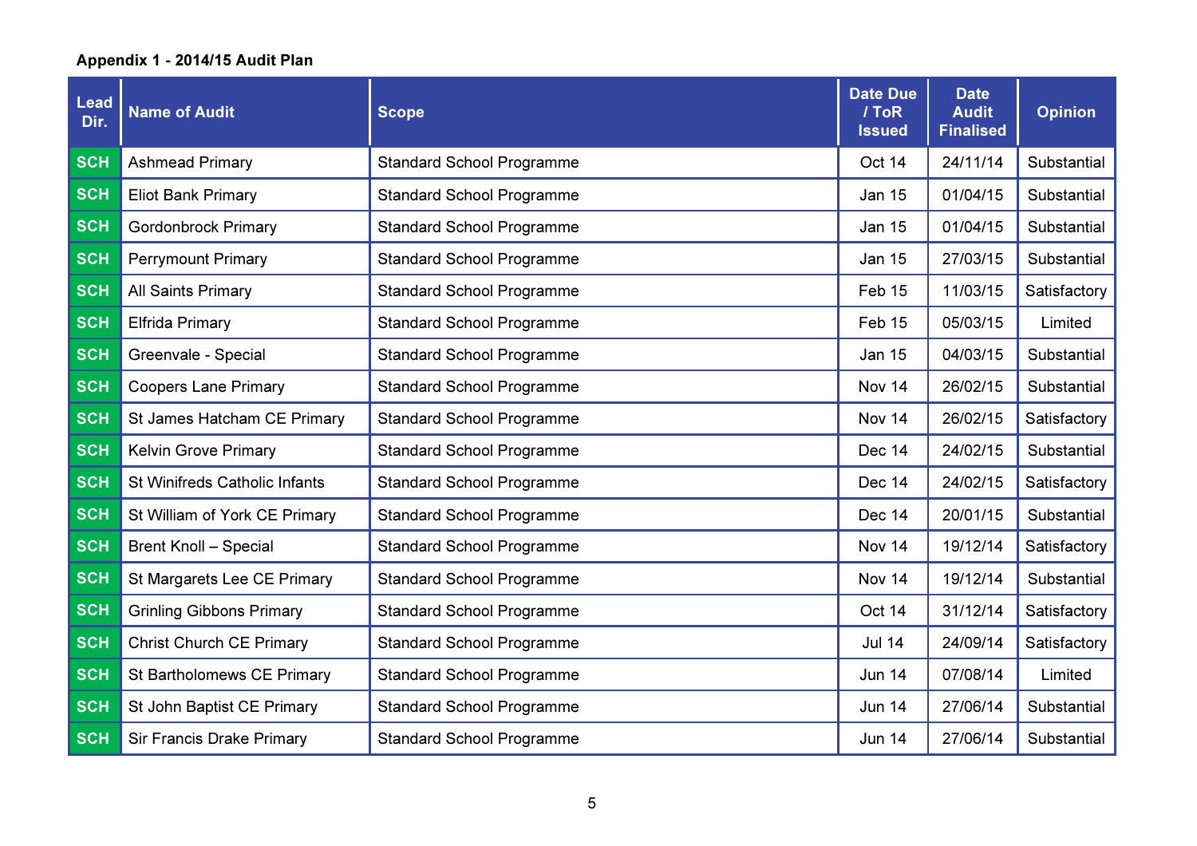**Appendix 1 - 2014/15 Audit Plan**

| Lead Dir. | Name of Audit | Scope | Date Due / ToR Issued | Date Audit Finalised | Opinion |
|---|---|---|---|---|---|
| SCH | Ashmead Primary | Standard School Programme | Oct 14 | 24/11/14 | Substantial |
| SCH | Eliot Bank Primary | Standard School Programme | Jan 15 | 01/04/15 | Substantial |
| SCH | Gordonbrock Primary | Standard School Programme | Jan 15 | 01/04/15 | Substantial |
| SCH | Perrymount Primary | Standard School Programme | Jan 15 | 27/03/15 | Substantial |
| SCH | All Saints Primary | Standard School Programme | Feb 15 | 11/03/15 | Satisfactory |
| SCH | Elfrida Primary | Standard School Programme | Feb 15 | 05/03/15 | Limited |
| SCH | Greenvale - Special | Standard School Programme | Jan 15 | 04/03/15 | Substantial |
| SCH | Coopers Lane Primary | Standard School Programme | Nov 14 | 26/02/15 | Substantial |
| SCH | St James Hatcham CE Primary | Standard School Programme | Nov 14 | 26/02/15 | Satisfactory |
| SCH | Kelvin Grove Primary | Standard School Programme | Dec 14 | 24/02/15 | Substantial |
| SCH | St Winifreds Catholic Infants | Standard School Programme | Dec 14 | 24/02/15 | Satisfactory |
| SCH | St William of York CE Primary | Standard School Programme | Dec 14 | 20/01/15 | Substantial |
| SCH | Brent Knoll – Special | Standard School Programme | Nov 14 | 19/12/14 | Satisfactory |
| SCH | St Margarets Lee CE Primary | Standard School Programme | Nov 14 | 19/12/14 | Substantial |
| SCH | Grinling Gibbons Primary | Standard School Programme | Oct 14 | 31/12/14 | Satisfactory |
| SCH | Christ Church CE Primary | Standard School Programme | Jul 14 | 24/09/14 | Satisfactory |
| SCH | St Bartholomews CE Primary | Standard School Programme | Jun 14 | 07/08/14 | Limited |
| SCH | St John Baptist CE Primary | Standard School Programme | Jun 14 | 27/06/14 | Substantial |
| SCH | Sir Francis Drake Primary | Standard School Programme | Jun 14 | 27/06/14 | Substantial |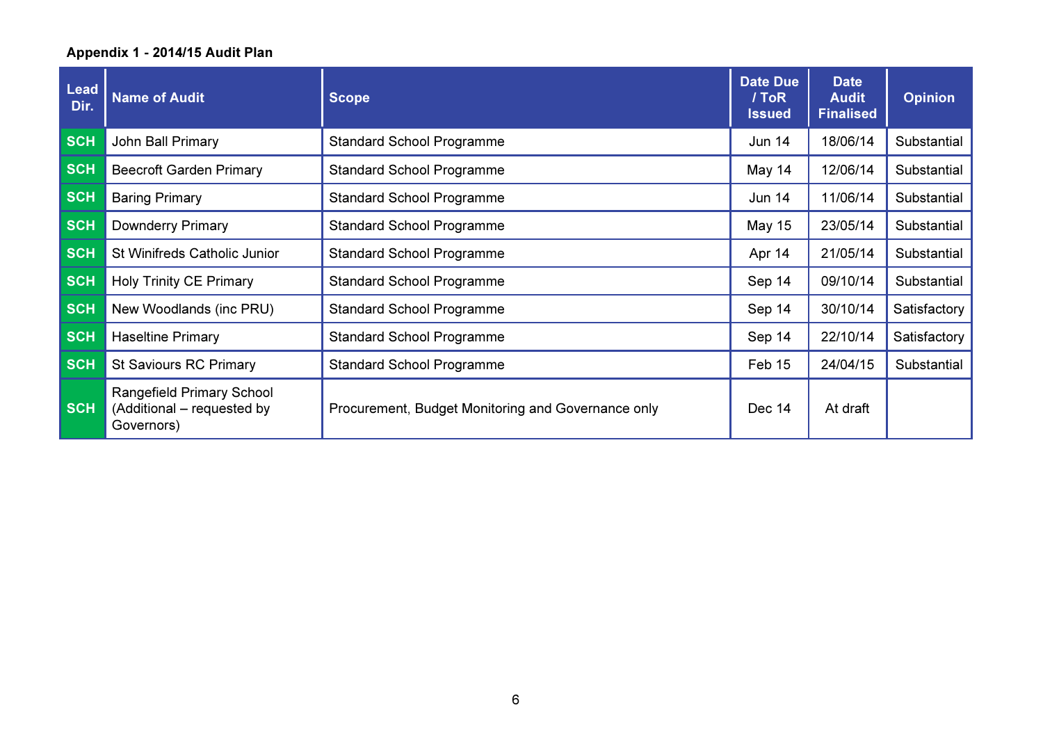**Appendix 1 - 2014/15 Audit Plan**

| Lead Dir. | Name of Audit | Scope | Date Due / ToR Issued | Date Audit Finalised | Opinion |
|---|---|---|---|---|---|
| SCH | John Ball Primary | Standard School Programme | Jun 14 | 18/06/14 | Substantial |
| SCH | Beecroft Garden Primary | Standard School Programme | May 14 | 12/06/14 | Substantial |
| SCH | Baring Primary | Standard School Programme | Jun 14 | 11/06/14 | Substantial |
| SCH | Downderry Primary | Standard School Programme | May 15 | 23/05/14 | Substantial |
| SCH | St Winifreds Catholic Junior | Standard School Programme | Apr 14 | 21/05/14 | Substantial |
| SCH | Holy Trinity CE Primary | Standard School Programme | Sep 14 | 09/10/14 | Substantial |
| SCH | New Woodlands (inc PRU) | Standard School Programme | Sep 14 | 30/10/14 | Satisfactory |
| SCH | Haseltine Primary | Standard School Programme | Sep 14 | 22/10/14 | Satisfactory |
| SCH | St Saviours RC Primary | Standard School Programme | Feb 15 | 24/04/15 | Substantial |
| SCH | Rangefield Primary School (Additional – requested by Governors) | Procurement, Budget Monitoring and Governance only | Dec 14 | At draft | |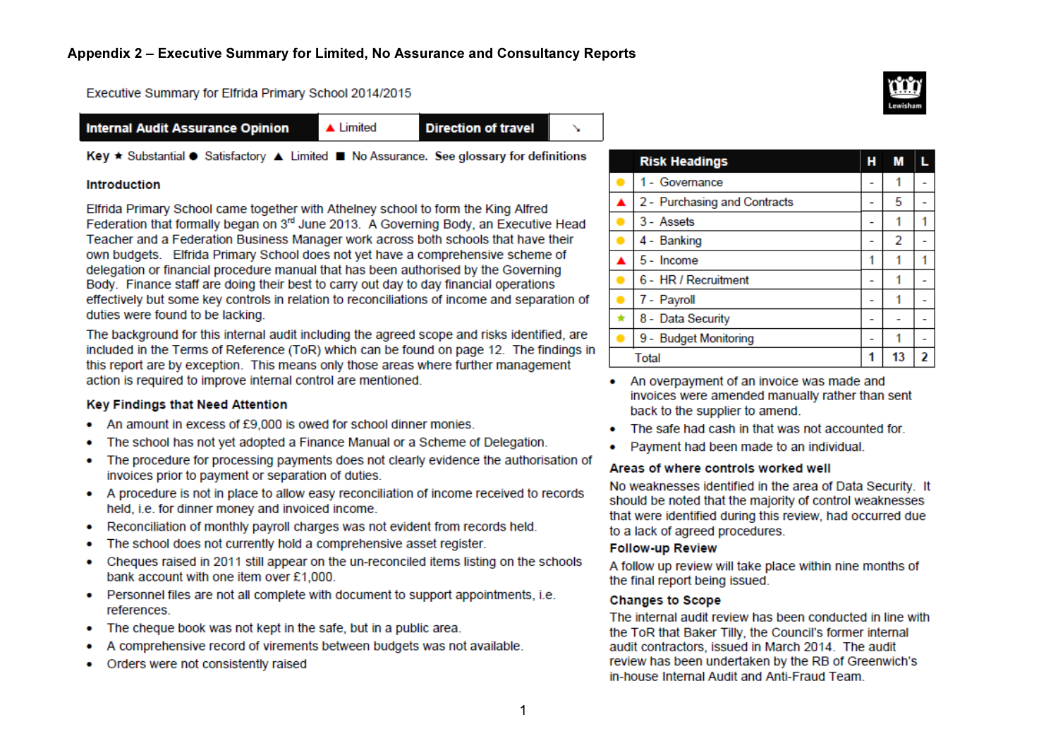## Appendix 2 – Executive Summary for Limited, No Assurance and Consultancy Reports

Executive Summary for Elfrida Primary School 2014/2015

| Internal Audit Assurance Opinion | ▲ Limited | Direction of travel | ↘ |
|---|---|---|---|

**Key** ★ Substantial ● Satisfactory ▲ Limited ■ No Assurance. **See glossary for definitions**

### Introduction

Elfrida Primary School came together with Athelney school to form the King Alfred Federation that formally began on 3rd June 2013. A Governing Body, an Executive Head Teacher and a Federation Business Manager work across both schools that have their own budgets. Elfrida Primary School does not yet have a comprehensive scheme of delegation or financial procedure manual that has been authorised by the Governing Body. Finance staff are doing their best to carry out day to day financial operations effectively but some key controls in relation to reconciliations of income and separation of duties were found to be lacking.

The background for this internal audit including the agreed scope and risks identified, are included in the Terms of Reference (ToR) which can be found on page 12. The findings in this report are by exception. This means only those areas where further management action is required to improve internal control are mentioned.

### Key Findings that Need Attention

- An amount in excess of £9,000 is owed for school dinner monies.
- The school has not yet adopted a Finance Manual or a Scheme of Delegation.
- The procedure for processing payments does not clearly evidence the authorisation of invoices prior to payment or separation of duties.
- A procedure is not in place to allow easy reconciliation of income received to records held, i.e. for dinner money and invoiced income.
- Reconciliation of monthly payroll charges was not evident from records held.
- The school does not currently hold a comprehensive asset register.
- Cheques raised in 2011 still appear on the un-reconciled items listing on the schools bank account with one item over £1,000.
- Personnel files are not all complete with document to support appointments, i.e. references.
- The cheque book was not kept in the safe, but in a public area.
- A comprehensive record of virements between budgets was not available.
- Orders were not consistently raised

| | Risk Headings | H | M | L |
|---|---|---|---|---|
| ● | 1 - Governance | - | 1 | - |
| ▲ | 2 - Purchasing and Contracts | - | 5 | - |
| ● | 3 - Assets | - | 1 | 1 |
| ● | 4 - Banking | - | 2 | - |
| ▲ | 5 - Income | 1 | 1 | 1 |
| ● | 6 - HR / Recruitment | - | 1 | - |
| ● | 7 - Payroll | - | 1 | - |
| ★ | 8 - Data Security | - | - | - |
| ● | 9 - Budget Monitoring | - | 1 | - |
| | Total | 1 | 13 | 2 |

- An overpayment of an invoice was made and invoices were amended manually rather than sent back to the supplier to amend.
- The safe had cash in that was not accounted for.
- Payment had been made to an individual.

### Areas of where controls worked well

No weaknesses identified in the area of Data Security. It should be noted that the majority of control weaknesses that were identified during this review, had occurred due to a lack of agreed procedures.

### Follow-up Review

A follow up review will take place within nine months of the final report being issued.

### Changes to Scope

The internal audit review has been conducted in line with the ToR that Baker Tilly, the Council's former internal audit contractors, issued in March 2014. The audit review has been undertaken by the RB of Greenwich's in-house Internal Audit and Anti-Fraud Team.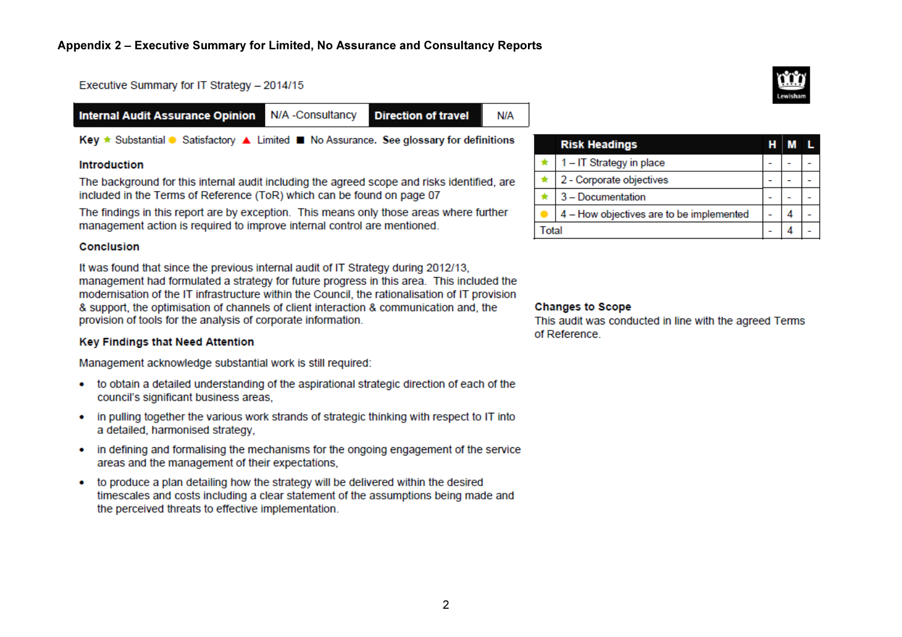## Appendix 2 – Executive Summary for Limited, No Assurance and Consultancy Reports

Executive Summary for IT Strategy – 2014/15

| **Internal Audit Assurance Opinion** | N/A -Consultancy | **Direction of travel** | N/A |
|---|---|---|---|

**Key** ★ Substantial ● Satisfactory ▲ Limited ■ No Assurance. **See glossary for definitions**

### Introduction

The background for this internal audit including the agreed scope and risks identified, are included in the Terms of Reference (ToR) which can be found on page 07

The findings in this report are by exception. This means only those areas where further management action is required to improve internal control are mentioned.

### Conclusion

It was found that since the previous internal audit of IT Strategy during 2012/13, management had formulated a strategy for future progress in this area. This included the modernisation of the IT infrastructure within the Council, the rationalisation of IT provision & support, the optimisation of channels of client interaction & communication and, the provision of tools for the analysis of corporate information.

### Key Findings that Need Attention

Management acknowledge substantial work is still required:

- to obtain a detailed understanding of the aspirational strategic direction of each of the council's significant business areas,
- in pulling together the various work strands of strategic thinking with respect to IT into a detailed, harmonised strategy,
- in defining and formalising the mechanisms for the ongoing engagement of the service areas and the management of their expectations,
- to produce a plan detailing how the strategy will be delivered within the desired timescales and costs including a clear statement of the assumptions being made and the perceived threats to effective implementation.

| | Risk Headings | H | M | L |
|---|---|---|---|---|
| ★ | 1 – IT Strategy in place | - | - | - |
| ★ | 2 - Corporate objectives | - | - | - |
| ★ | 3 – Documentation | - | - | - |
| ● | 4 – How objectives are to be implemented | - | 4 | - |
| | Total | - | 4 | - |

### Changes to Scope

This audit was conducted in line with the agreed Terms of Reference.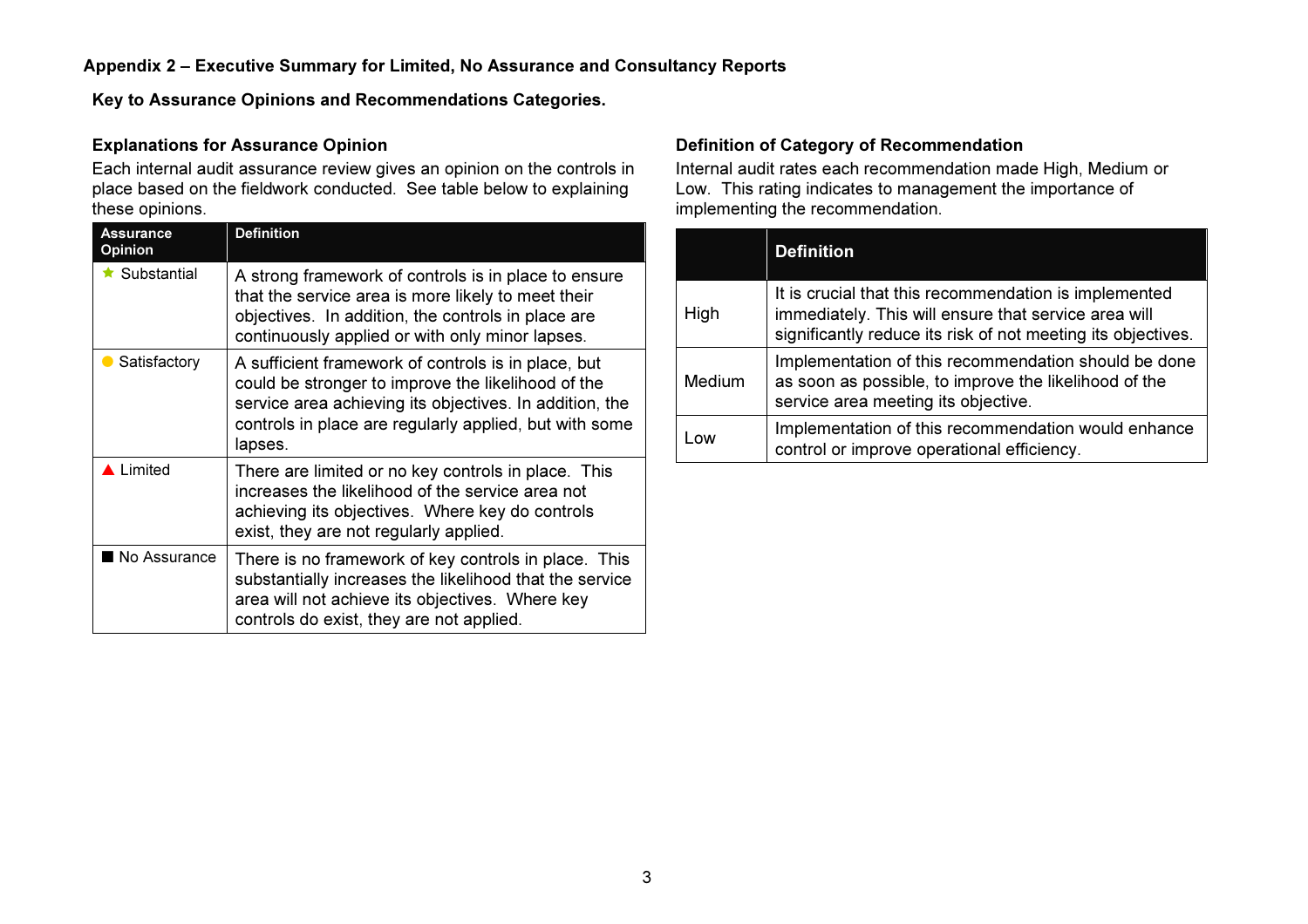## Appendix 2 – Executive Summary for Limited, No Assurance and Consultancy Reports

### Key to Assurance Opinions and Recommendations Categories.

### Explanations for Assurance Opinion

Each internal audit assurance review gives an opinion on the controls in place based on the fieldwork conducted. See table below to explaining these opinions.

| Assurance Opinion | Definition |
| --- | --- |
| ★ Substantial | A strong framework of controls is in place to ensure that the service area is more likely to meet their objectives. In addition, the controls in place are continuously applied or with only minor lapses. |
| ● Satisfactory | A sufficient framework of controls is in place, but could be stronger to improve the likelihood of the service area achieving its objectives. In addition, the controls in place are regularly applied, but with some lapses. |
| ▲ Limited | There are limited or no key controls in place. This increases the likelihood of the service area not achieving its objectives. Where key do controls exist, they are not regularly applied. |
| ■ No Assurance | There is no framework of key controls in place. This substantially increases the likelihood that the service area will not achieve its objectives. Where key controls do exist, they are not applied. |

### Definition of Category of Recommendation

Internal audit rates each recommendation made High, Medium or Low. This rating indicates to management the importance of implementing the recommendation.

| | Definition |
| --- | --- |
| High | It is crucial that this recommendation is implemented immediately. This will ensure that service area will significantly reduce its risk of not meeting its objectives. |
| Medium | Implementation of this recommendation should be done as soon as possible, to improve the likelihood of the service area meeting its objective. |
| Low | Implementation of this recommendation would enhance control or improve operational efficiency. |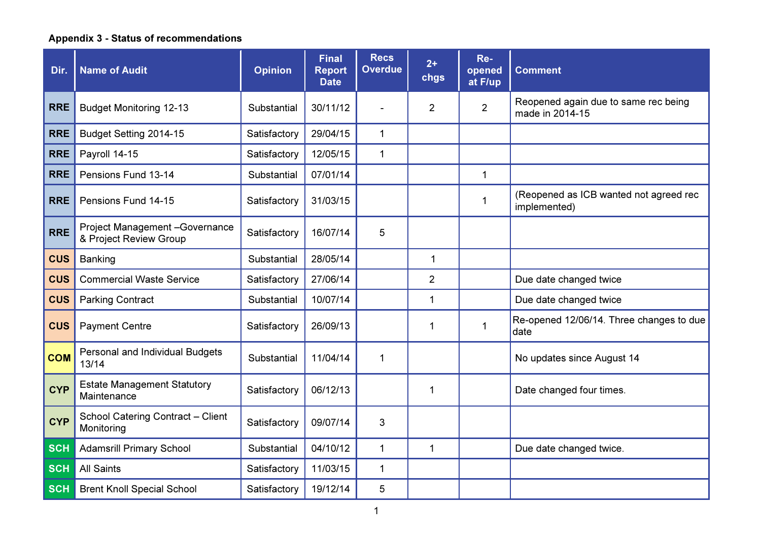**Appendix 3 - Status of recommendations**

| Dir. | Name of Audit | Opinion | Final Report Date | Recs Overdue | 2+ chgs | Re-opened at F/up | Comment |
|---|---|---|---|---|---|---|---|
| RRE | Budget Monitoring 12-13 | Substantial | 30/11/12 | - | 2 | 2 | Reopened again due to same rec being made in 2014-15 |
| RRE | Budget Setting 2014-15 | Satisfactory | 29/04/15 | 1 | | | |
| RRE | Payroll 14-15 | Satisfactory | 12/05/15 | 1 | | | |
| RRE | Pensions Fund 13-14 | Substantial | 07/01/14 | | | 1 | |
| RRE | Pensions Fund 14-15 | Satisfactory | 31/03/15 | | | 1 | (Reopened as ICB wanted not agreed rec implemented) |
| RRE | Project Management –Governance & Project Review Group | Satisfactory | 16/07/14 | 5 | | | |
| CUS | Banking | Substantial | 28/05/14 | | 1 | | |
| CUS | Commercial Waste Service | Satisfactory | 27/06/14 | | 2 | | Due date changed twice |
| CUS | Parking Contract | Substantial | 10/07/14 | | 1 | | Due date changed twice |
| CUS | Payment Centre | Satisfactory | 26/09/13 | | 1 | 1 | Re-opened 12/06/14. Three changes to due date |
| COM | Personal and Individual Budgets 13/14 | Substantial | 11/04/14 | 1 | | | No updates since August 14 |
| CYP | Estate Management Statutory Maintenance | Satisfactory | 06/12/13 | | 1 | | Date changed four times. |
| CYP | School Catering Contract – Client Monitoring | Satisfactory | 09/07/14 | 3 | | | |
| SCH | Adamsrill Primary School | Substantial | 04/10/12 | 1 | 1 | | Due date changed twice. |
| SCH | All Saints | Satisfactory | 11/03/15 | 1 | | | |
| SCH | Brent Knoll Special School | Satisfactory | 19/12/14 | 5 | | | |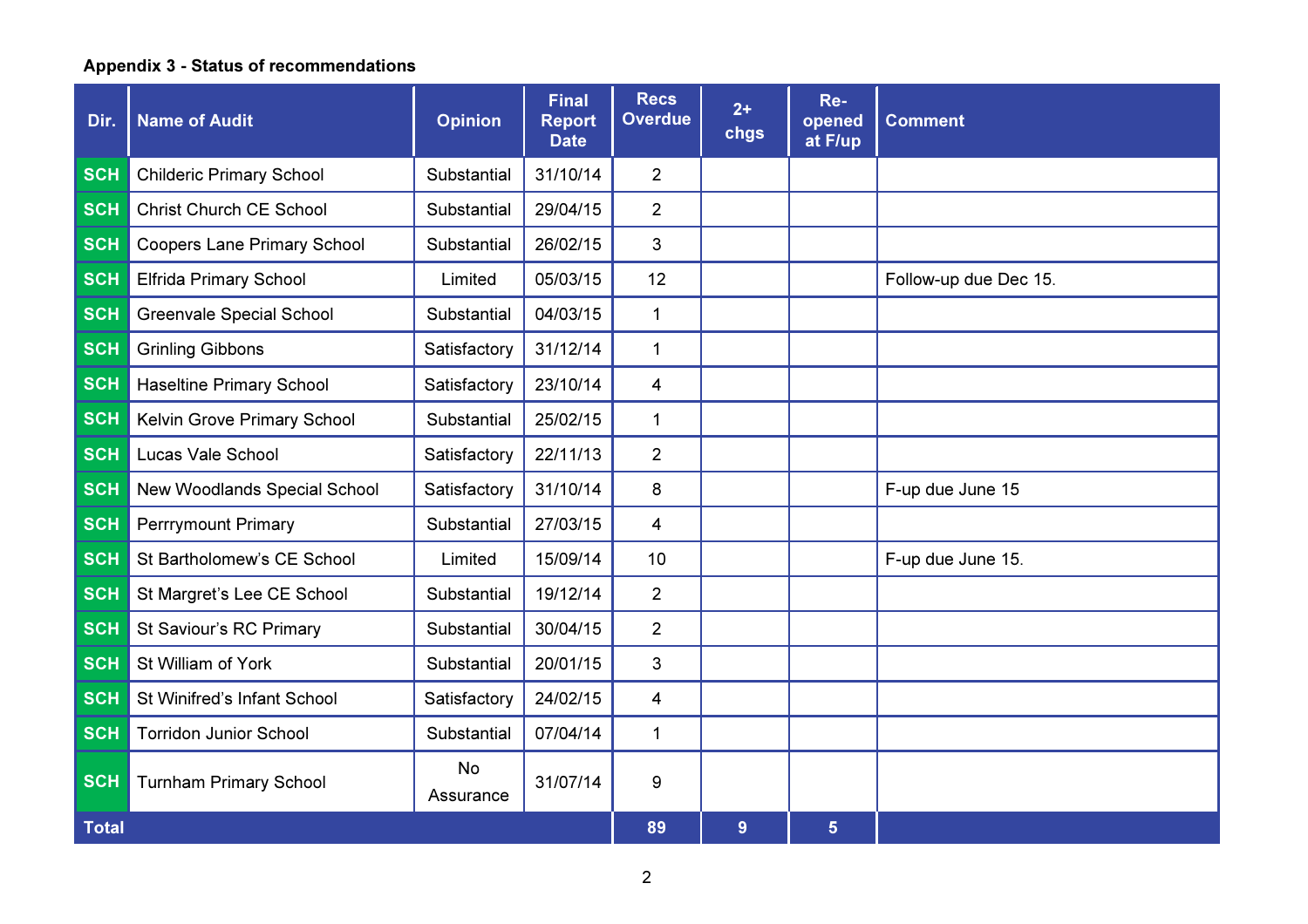**Appendix 3 - Status of recommendations**

| Dir. | Name of Audit | Opinion | Final Report Date | Recs Overdue | 2+ chgs | Re-opened at F/up | Comment |
|---|---|---|---|---|---|---|---|
| SCH | Childeric Primary School | Substantial | 31/10/14 | 2 | | | |
| SCH | Christ Church CE School | Substantial | 29/04/15 | 2 | | | |
| SCH | Coopers Lane Primary School | Substantial | 26/02/15 | 3 | | | |
| SCH | Elfrida Primary School | Limited | 05/03/15 | 12 | | | Follow-up due Dec 15. |
| SCH | Greenvale Special School | Substantial | 04/03/15 | 1 | | | |
| SCH | Grinling Gibbons | Satisfactory | 31/12/14 | 1 | | | |
| SCH | Haseltine Primary School | Satisfactory | 23/10/14 | 4 | | | |
| SCH | Kelvin Grove Primary School | Substantial | 25/02/15 | 1 | | | |
| SCH | Lucas Vale School | Satisfactory | 22/11/13 | 2 | | | |
| SCH | New Woodlands Special School | Satisfactory | 31/10/14 | 8 | | | F-up due June 15 |
| SCH | Perrrymount Primary | Substantial | 27/03/15 | 4 | | | |
| SCH | St Bartholomew's CE School | Limited | 15/09/14 | 10 | | | F-up due June 15. |
| SCH | St Margret's Lee CE School | Substantial | 19/12/14 | 2 | | | |
| SCH | St Saviour's RC Primary | Substantial | 30/04/15 | 2 | | | |
| SCH | St William of York | Substantial | 20/01/15 | 3 | | | |
| SCH | St Winifred's Infant School | Satisfactory | 24/02/15 | 4 | | | |
| SCH | Torridon Junior School | Substantial | 07/04/14 | 1 | | | |
| SCH | Turnham Primary School | No Assurance | 31/07/14 | 9 | | | |
| **Total** | | | | **89** | **9** | **5** | |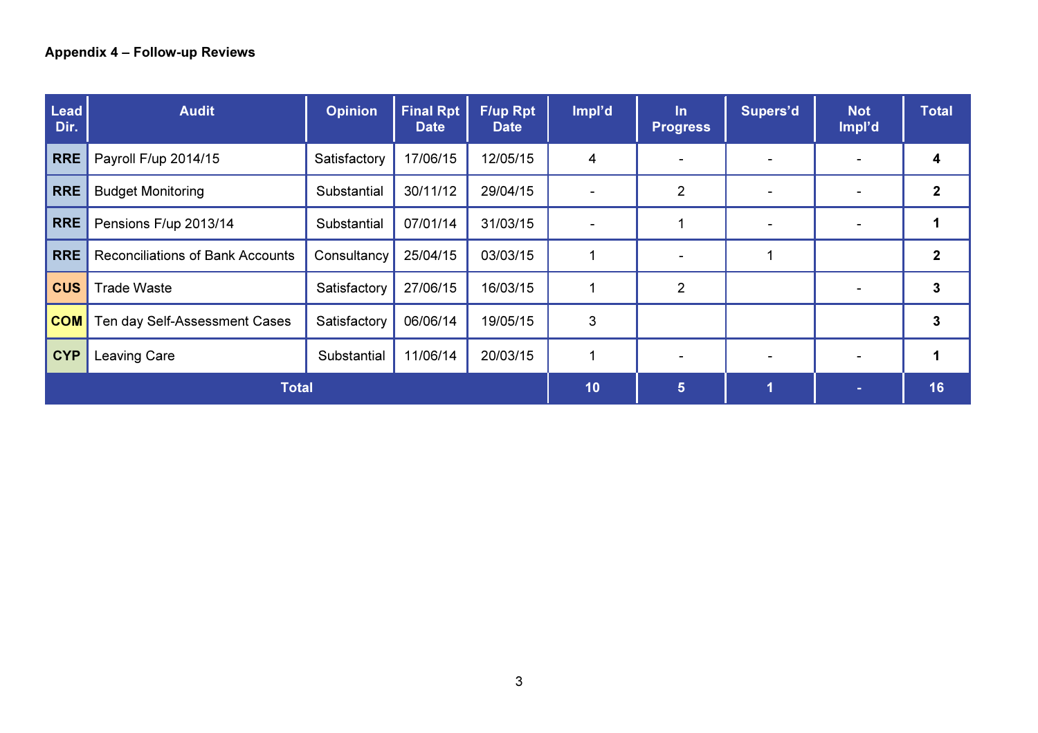**Appendix 4 – Follow-up Reviews**

| Lead Dir. | Audit | Opinion | Final Rpt Date | F/up Rpt Date | Impl'd | In Progress | Supers'd | Not Impl'd | Total |
|---|---|---|---|---|---|---|---|---|---|
| RRE | Payroll F/up 2014/15 | Satisfactory | 17/06/15 | 12/05/15 | 4 | - | - | - | **4** |
| RRE | Budget Monitoring | Substantial | 30/11/12 | 29/04/15 | - | 2 | - | - | **2** |
| RRE | Pensions F/up 2013/14 | Substantial | 07/01/14 | 31/03/15 | - | 1 | - | - | **1** |
| RRE | Reconciliations of Bank Accounts | Consultancy | 25/04/15 | 03/03/15 | 1 | - | 1 | | **2** |
| CUS | Trade Waste | Satisfactory | 27/06/15 | 16/03/15 | 1 | 2 | | - | **3** |
| COM | Ten day Self-Assessment Cases | Satisfactory | 06/06/14 | 19/05/15 | 3 | | | | **3** |
| CYP | Leaving Care | Substantial | 11/06/14 | 20/03/15 | 1 | - | - | - | **1** |
| **Total** | | | | | **10** | **5** | **1** | **-** | **16** |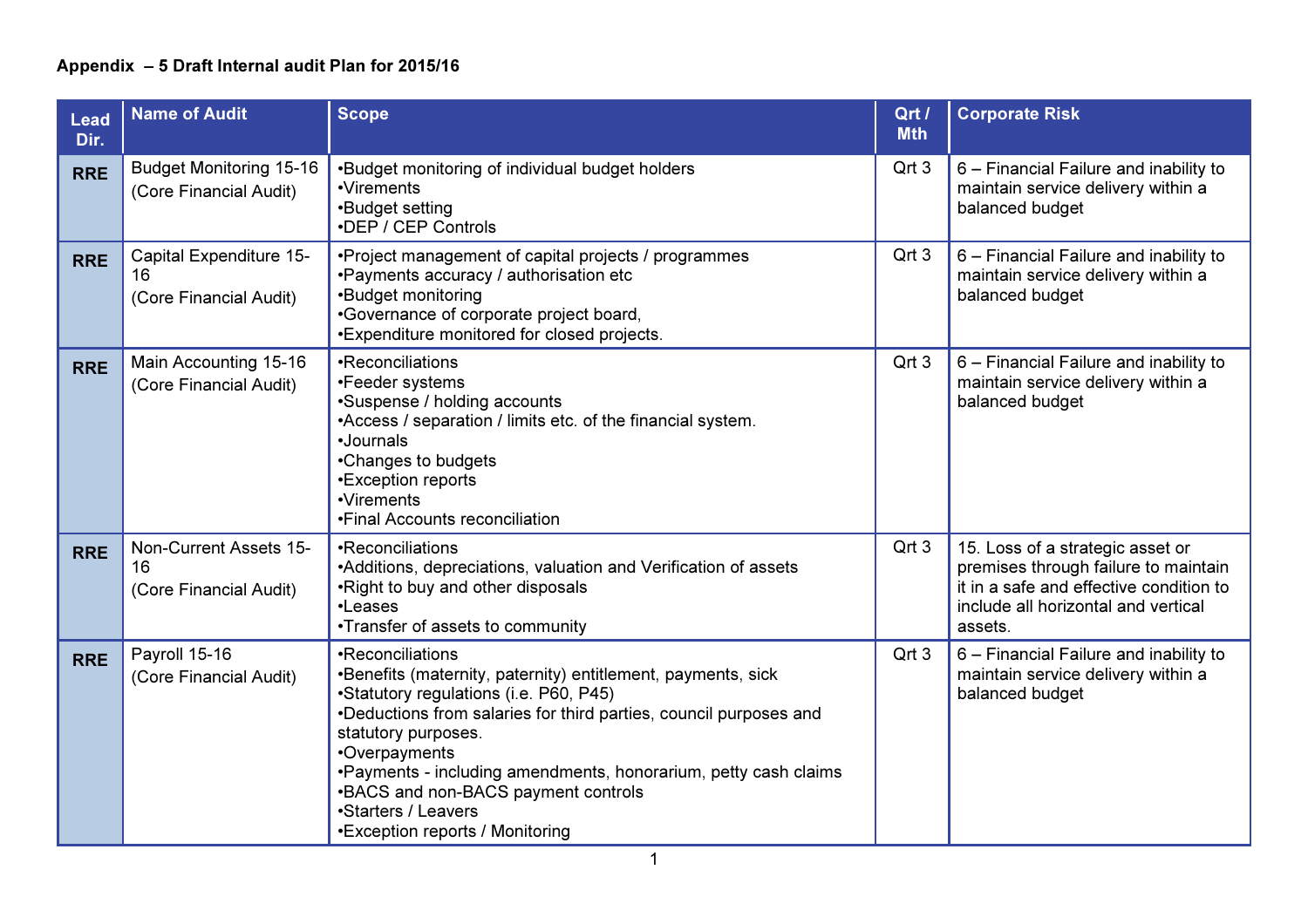**Appendix – 5 Draft Internal audit Plan for 2015/16**

| Lead Dir. | Name of Audit | Scope | Qrt / Mth | Corporate Risk |
|---|---|---|---|---|
| RRE | Budget Monitoring 15-16 (Core Financial Audit) | •Budget monitoring of individual budget holders<br>•Virements<br>•Budget setting<br>•DEP / CEP Controls | Qrt 3 | 6 – Financial Failure and inability to maintain service delivery within a balanced budget |
| RRE | Capital Expenditure 15-16 (Core Financial Audit) | •Project management of capital projects / programmes<br>•Payments accuracy / authorisation etc<br>•Budget monitoring<br>•Governance of corporate project board,<br>•Expenditure monitored for closed projects. | Qrt 3 | 6 – Financial Failure and inability to maintain service delivery within a balanced budget |
| RRE | Main Accounting 15-16 (Core Financial Audit) | •Reconciliations<br>•Feeder systems<br>•Suspense / holding accounts<br>•Access / separation / limits etc. of the financial system.<br>•Journals<br>•Changes to budgets<br>•Exception reports<br>•Virements<br>•Final Accounts reconciliation | Qrt 3 | 6 – Financial Failure and inability to maintain service delivery within a balanced budget |
| RRE | Non-Current Assets 15-16 (Core Financial Audit) | •Reconciliations<br>•Additions, depreciations, valuation and Verification of assets<br>•Right to buy and other disposals<br>•Leases<br>•Transfer of assets to community | Qrt 3 | 15. Loss of a strategic asset or premises through failure to maintain it in a safe and effective condition to include all horizontal and vertical assets. |
| RRE | Payroll 15-16 (Core Financial Audit) | •Reconciliations<br>•Benefits (maternity, paternity) entitlement, payments, sick<br>•Statutory regulations (i.e. P60, P45)<br>•Deductions from salaries for third parties, council purposes and statutory purposes.<br>•Overpayments<br>•Payments - including amendments, honorarium, petty cash claims<br>•BACS and non-BACS payment controls<br>•Starters / Leavers<br>•Exception reports / Monitoring | Qrt 3 | 6 – Financial Failure and inability to maintain service delivery within a balanced budget |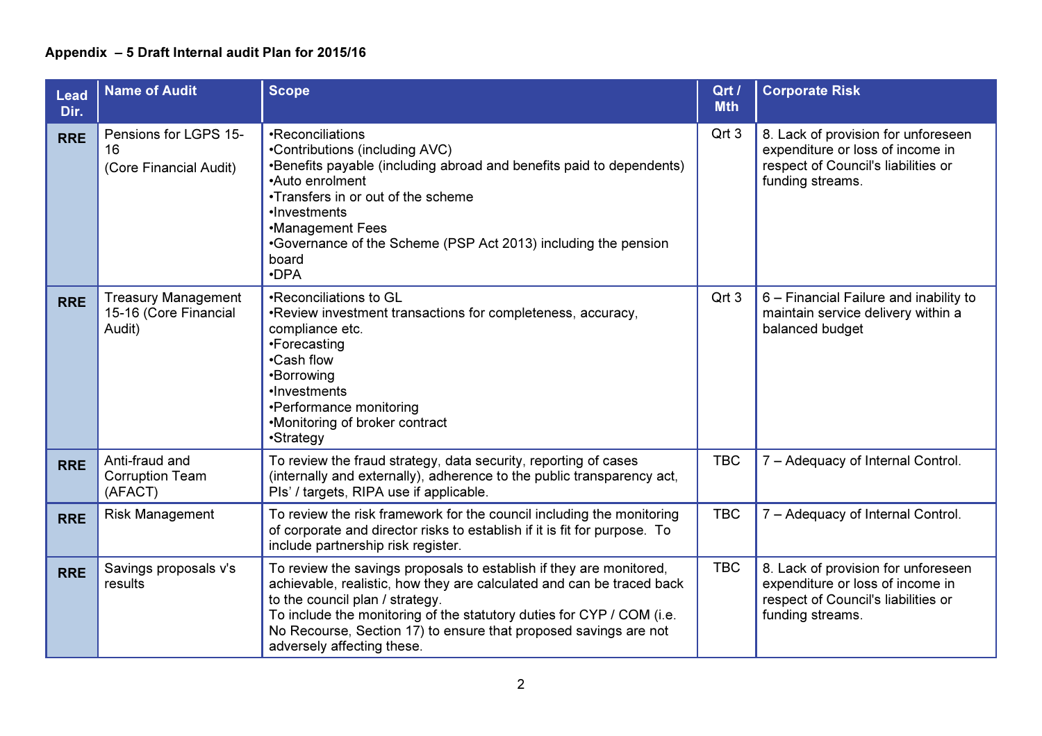**Appendix – 5 Draft Internal audit Plan for 2015/16**

| Lead Dir. | Name of Audit | Scope | Qrt / Mth | Corporate Risk |
|---|---|---|---|---|
| **RRE** | Pensions for LGPS 15-16 (Core Financial Audit) | •Reconciliations<br>•Contributions (including AVC)<br>•Benefits payable (including abroad and benefits paid to dependents)<br>•Auto enrolment<br>•Transfers in or out of the scheme<br>•Investments<br>•Management Fees<br>•Governance of the Scheme (PSP Act 2013) including the pension board<br>•DPA | Qrt 3 | 8. Lack of provision for unforeseen expenditure or loss of income in respect of Council's liabilities or funding streams. |
| **RRE** | Treasury Management 15-16 (Core Financial Audit) | •Reconciliations to GL<br>•Review investment transactions for completeness, accuracy, compliance etc.<br>•Forecasting<br>•Cash flow<br>•Borrowing<br>•Investments<br>•Performance monitoring<br>•Monitoring of broker contract<br>•Strategy | Qrt 3 | 6 – Financial Failure and inability to maintain service delivery within a balanced budget |
| **RRE** | Anti-fraud and Corruption Team (AFACT) | To review the fraud strategy, data security, reporting of cases (internally and externally), adherence to the public transparency act, PIs' / targets, RIPA use if applicable. | TBC | 7 – Adequacy of Internal Control. |
| **RRE** | Risk Management | To review the risk framework for the council including the monitoring of corporate and director risks to establish if it is fit for purpose. To include partnership risk register. | TBC | 7 – Adequacy of Internal Control. |
| **RRE** | Savings proposals v's results | To review the savings proposals to establish if they are monitored, achievable, realistic, how they are calculated and can be traced back to the council plan / strategy.<br>To include the monitoring of the statutory duties for CYP / COM (i.e. No Recourse, Section 17) to ensure that proposed savings are not adversely affecting these. | TBC | 8. Lack of provision for unforeseen expenditure or loss of income in respect of Council's liabilities or funding streams. |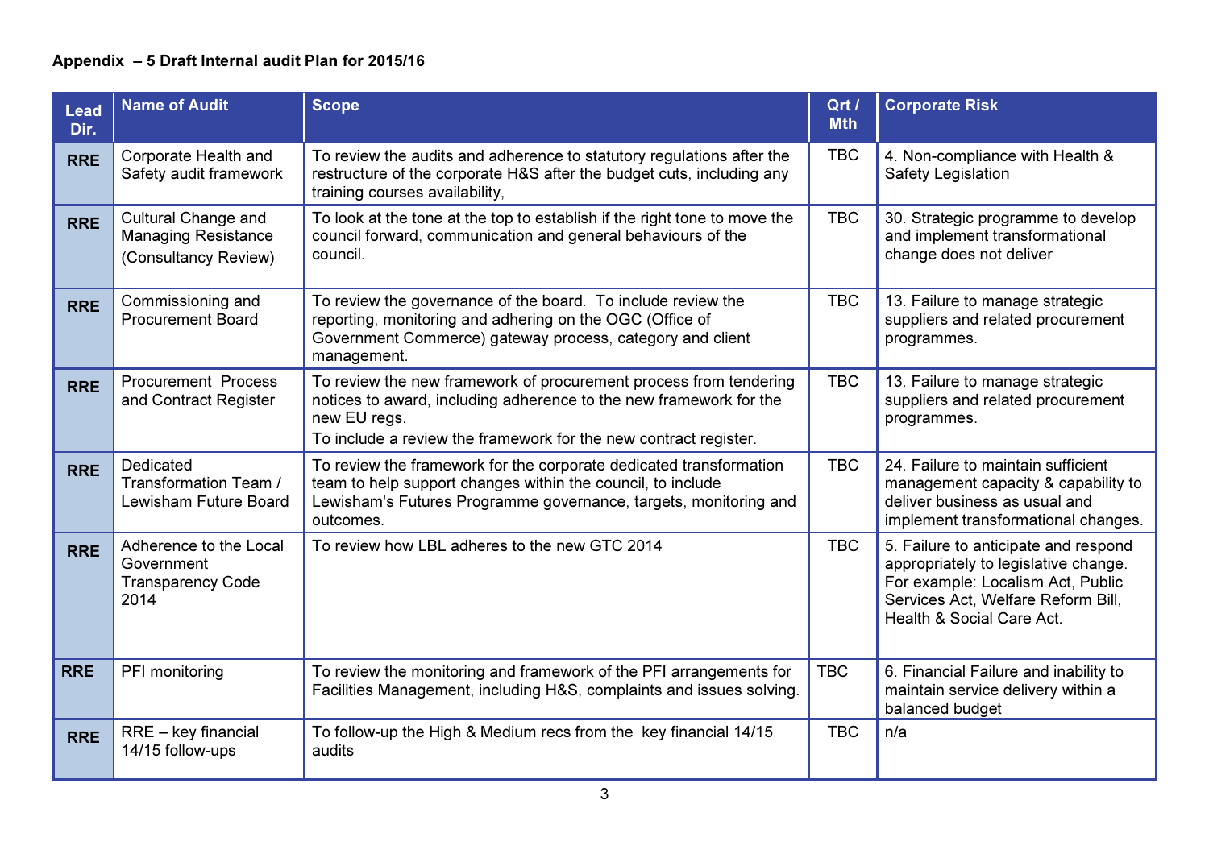**Appendix – 5 Draft Internal audit Plan for 2015/16**

| Lead Dir. | Name of Audit | Scope | Qrt / Mth | Corporate Risk |
|---|---|---|---|---|
| RRE | Corporate Health and Safety audit framework | To review the audits and adherence to statutory regulations after the restructure of the corporate H&S after the budget cuts, including any training courses availability, | TBC | 4. Non-compliance with Health & Safety Legislation |
| RRE | Cultural Change and Managing Resistance (Consultancy Review) | To look at the tone at the top to establish if the right tone to move the council forward, communication and general behaviours of the council. | TBC | 30. Strategic programme to develop and implement transformational change does not deliver |
| RRE | Commissioning and Procurement Board | To review the governance of the board. To include review the reporting, monitoring and adhering on the OGC (Office of Government Commerce) gateway process, category and client management. | TBC | 13. Failure to manage strategic suppliers and related procurement programmes. |
| RRE | Procurement Process and Contract Register | To review the new framework of procurement process from tendering notices to award, including adherence to the new framework for the new EU regs.<br>To include a review the framework for the new contract register. | TBC | 13. Failure to manage strategic suppliers and related procurement programmes. |
| RRE | Dedicated Transformation Team / Lewisham Future Board | To review the framework for the corporate dedicated transformation team to help support changes within the council, to include Lewisham's Futures Programme governance, targets, monitoring and outcomes. | TBC | 24. Failure to maintain sufficient management capacity & capability to deliver business as usual and implement transformational changes. |
| RRE | Adherence to the Local Government Transparency Code 2014 | To review how LBL adheres to the new GTC 2014 | TBC | 5. Failure to anticipate and respond appropriately to legislative change. For example: Localism Act, Public Services Act, Welfare Reform Bill, Health & Social Care Act. |
| RRE | PFI monitoring | To review the monitoring and framework of the PFI arrangements for Facilities Management, including H&S, complaints and issues solving. | TBC | 6. Financial Failure and inability to maintain service delivery within a balanced budget |
| RRE | RRE – key financial 14/15 follow-ups | To follow-up the High & Medium recs from the key financial 14/15 audits | TBC | n/a |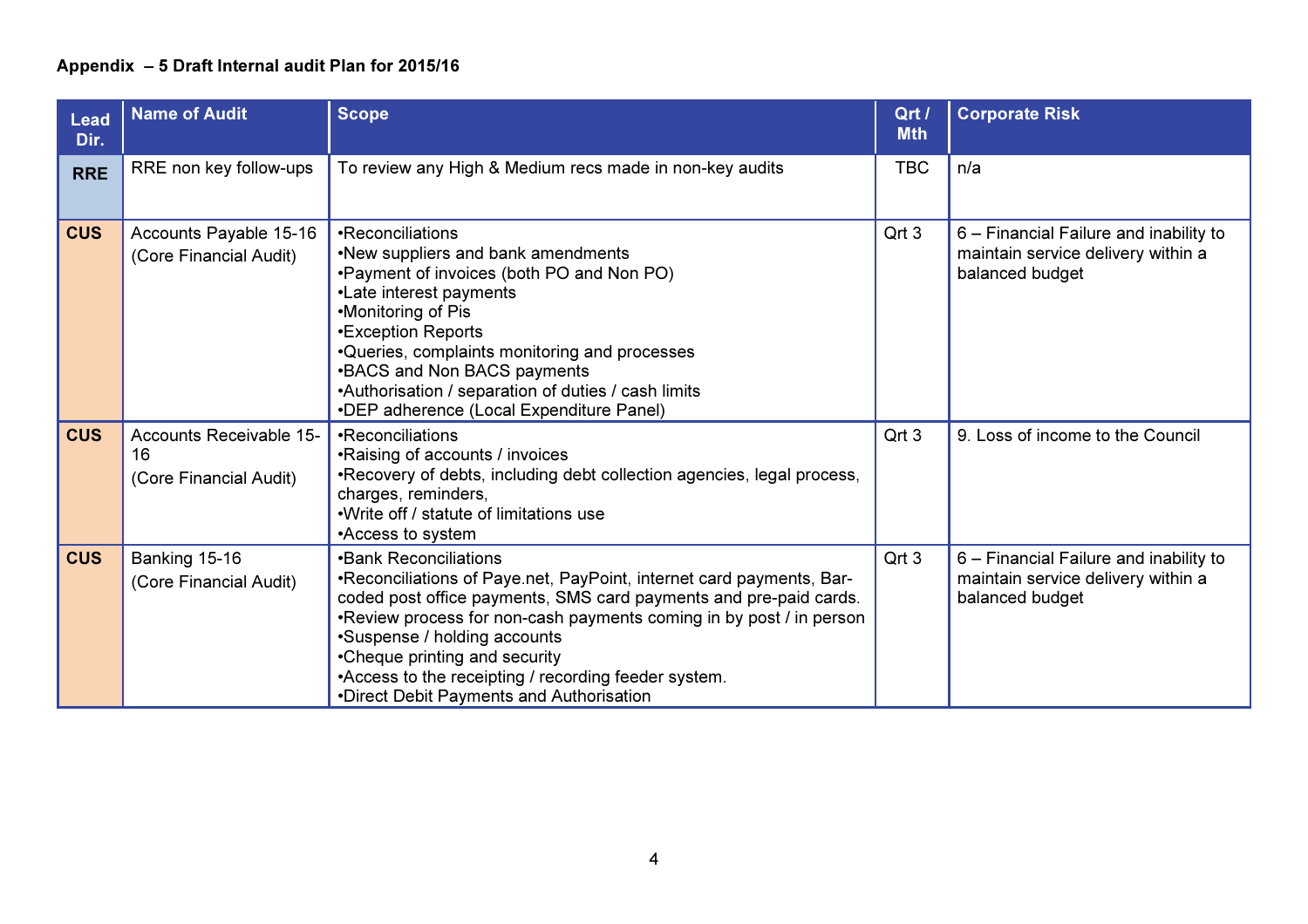**Appendix – 5 Draft Internal audit Plan for 2015/16**

| Lead Dir. | Name of Audit | Scope | Qrt / Mth | Corporate Risk |
|---|---|---|---|---|
| RRE | RRE non key follow-ups | To review any High & Medium recs made in non-key audits | TBC | n/a |
| CUS | Accounts Payable 15-16 (Core Financial Audit) | •Reconciliations<br>•New suppliers and bank amendments<br>•Payment of invoices (both PO and Non PO)<br>•Late interest payments<br>•Monitoring of Pis<br>•Exception Reports<br>•Queries, complaints monitoring and processes<br>•BACS and Non BACS payments<br>•Authorisation / separation of duties / cash limits<br>•DEP adherence (Local Expenditure Panel) | Qrt 3 | 6 – Financial Failure and inability to maintain service delivery within a balanced budget |
| CUS | Accounts Receivable 15-16 (Core Financial Audit) | •Reconciliations<br>•Raising of accounts / invoices<br>•Recovery of debts, including debt collection agencies, legal process, charges, reminders,<br>•Write off / statute of limitations use<br>•Access to system | Qrt 3 | 9. Loss of income to the Council |
| CUS | Banking 15-16 (Core Financial Audit) | •Bank Reconciliations<br>•Reconciliations of Paye.net, PayPoint, internet card payments, Bar-coded post office payments, SMS card payments and pre-paid cards.<br>•Review process for non-cash payments coming in by post / in person<br>•Suspense / holding accounts<br>•Cheque printing and security<br>•Access to the receipting / recording feeder system.<br>•Direct Debit Payments and Authorisation | Qrt 3 | 6 – Financial Failure and inability to maintain service delivery within a balanced budget |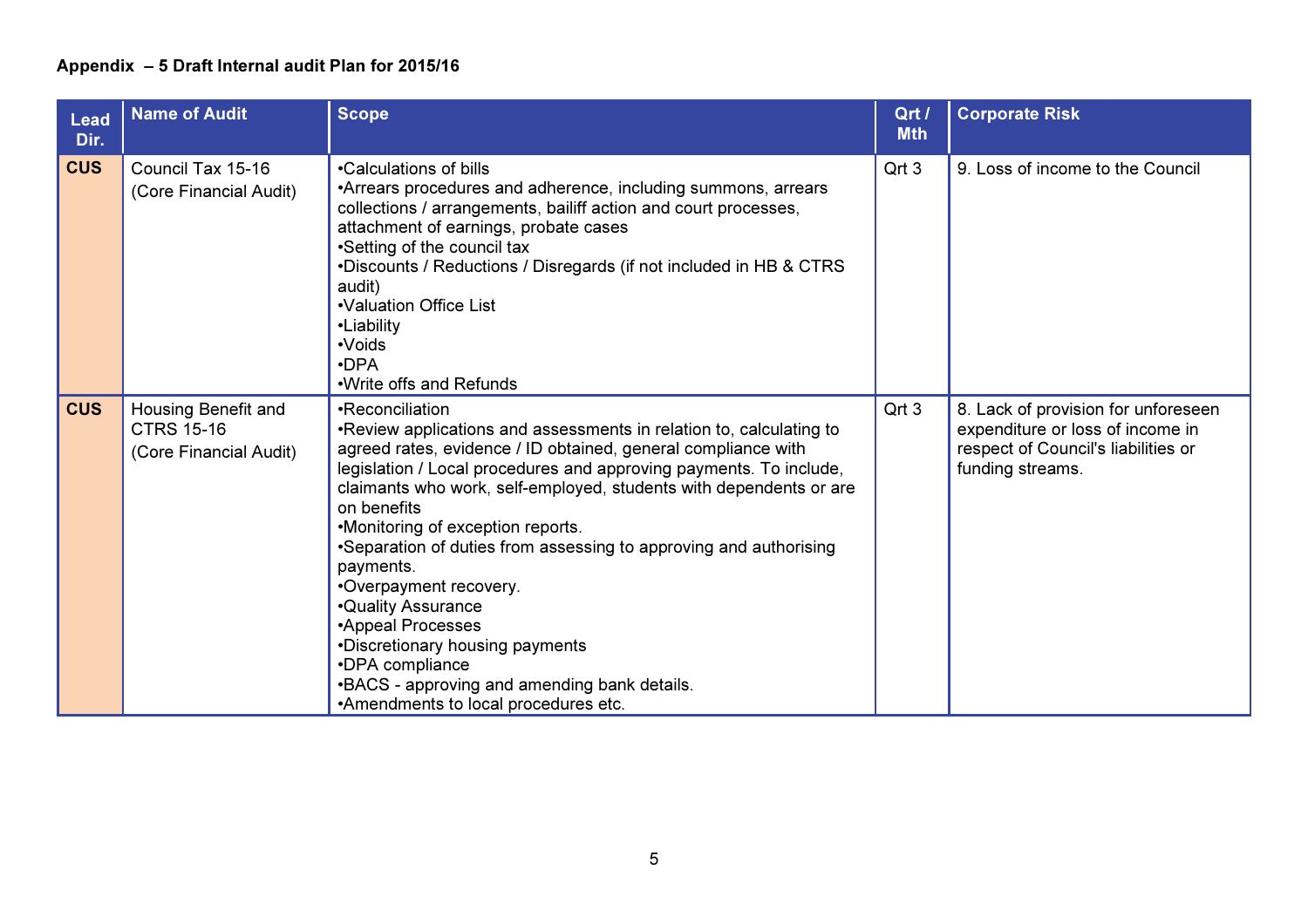**Appendix – 5 Draft Internal audit Plan for 2015/16**

| Lead Dir. | Name of Audit | Scope | Qrt / Mth | Corporate Risk |
|---|---|---|---|---|
| **CUS** | Council Tax 15-16<br>(Core Financial Audit) | •Calculations of bills<br>•Arrears procedures and adherence, including summons, arrears collections / arrangements, bailiff action and court processes, attachment of earnings, probate cases<br>•Setting of the council tax<br>•Discounts / Reductions / Disregards (if not included in HB & CTRS audit)<br>•Valuation Office List<br>•Liability<br>•Voids<br>•DPA<br>•Write offs and Refunds | Qrt 3 | 9. Loss of income to the Council |
| **CUS** | Housing Benefit and CTRS 15-16<br>(Core Financial Audit) | •Reconciliation<br>•Review applications and assessments in relation to, calculating to agreed rates, evidence / ID obtained, general compliance with legislation / Local procedures and approving payments. To include, claimants who work, self-employed, students with dependents or are on benefits<br>•Monitoring of exception reports.<br>•Separation of duties from assessing to approving and authorising payments.<br>•Overpayment recovery.<br>•Quality Assurance<br>•Appeal Processes<br>•Discretionary housing payments<br>•DPA compliance<br>•BACS - approving and amending bank details.<br>•Amendments to local procedures etc. | Qrt 3 | 8. Lack of provision for unforeseen expenditure or loss of income in respect of Council's liabilities or funding streams. |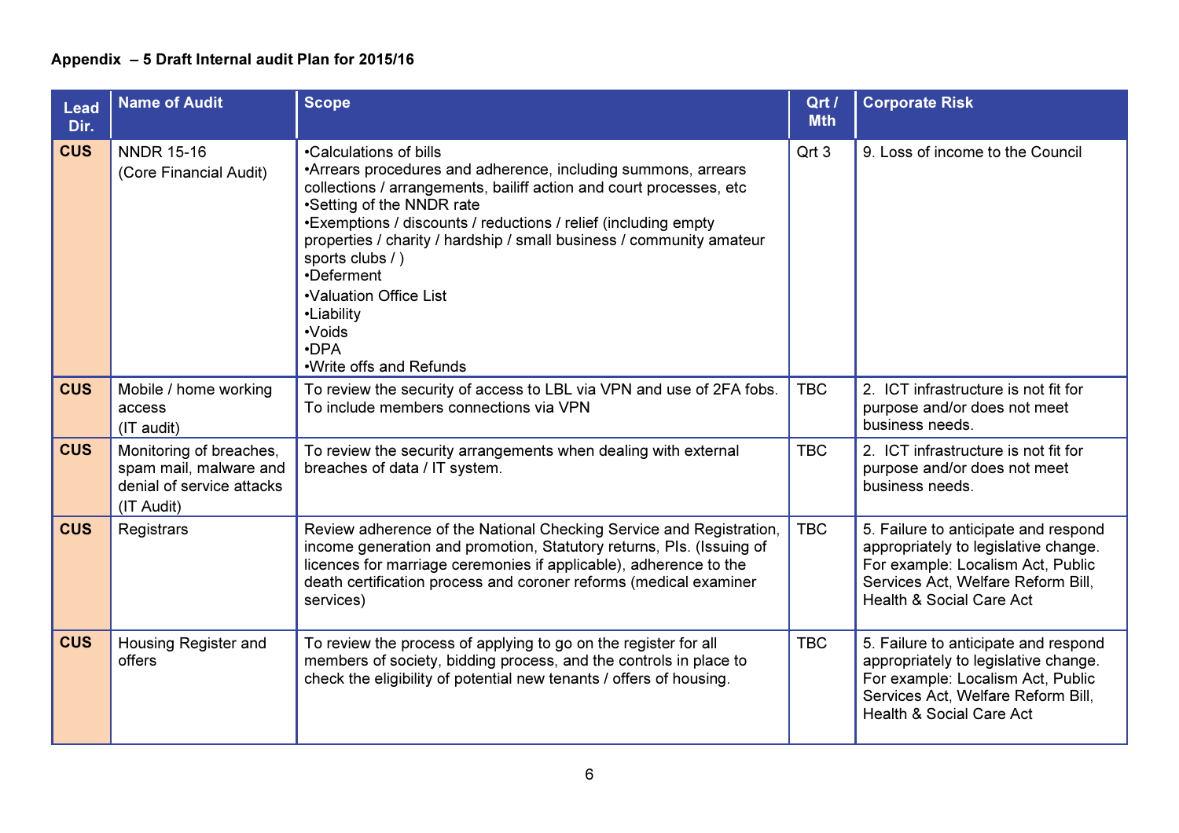**Appendix – 5 Draft Internal audit Plan for 2015/16**

| Lead Dir. | Name of Audit | Scope | Qrt / Mth | Corporate Risk |
|---|---|---|---|---|
| **CUS** | NNDR 15-16 (Core Financial Audit) | •Calculations of bills<br>•Arrears procedures and adherence, including summons, arrears collections / arrangements, bailiff action and court processes, etc<br>•Setting of the NNDR rate<br>•Exemptions / discounts / reductions / relief (including empty properties / charity / hardship / small business / community amateur sports clubs / )<br>•Deferment<br>•Valuation Office List<br>•Liability<br>•Voids<br>•DPA<br>•Write offs and Refunds | Qrt 3 | 9. Loss of income to the Council |
| **CUS** | Mobile / home working access (IT audit) | To review the security of access to LBL via VPN and use of 2FA fobs. To include members connections via VPN | TBC | 2. ICT infrastructure is not fit for purpose and/or does not meet business needs. |
| **CUS** | Monitoring of breaches, spam mail, malware and denial of service attacks (IT Audit) | To review the security arrangements when dealing with external breaches of data / IT system. | TBC | 2. ICT infrastructure is not fit for purpose and/or does not meet business needs. |
| **CUS** | Registrars | Review adherence of the National Checking Service and Registration, income generation and promotion, Statutory returns, PIs. (Issuing of licences for marriage ceremonies if applicable), adherence to the death certification process and coroner reforms (medical examiner services) | TBC | 5. Failure to anticipate and respond appropriately to legislative change. For example: Localism Act, Public Services Act, Welfare Reform Bill, Health & Social Care Act |
| **CUS** | Housing Register and offers | To review the process of applying to go on the register for all members of society, bidding process, and the controls in place to check the eligibility of potential new tenants / offers of housing. | TBC | 5. Failure to anticipate and respond appropriately to legislative change. For example: Localism Act, Public Services Act, Welfare Reform Bill, Health & Social Care Act |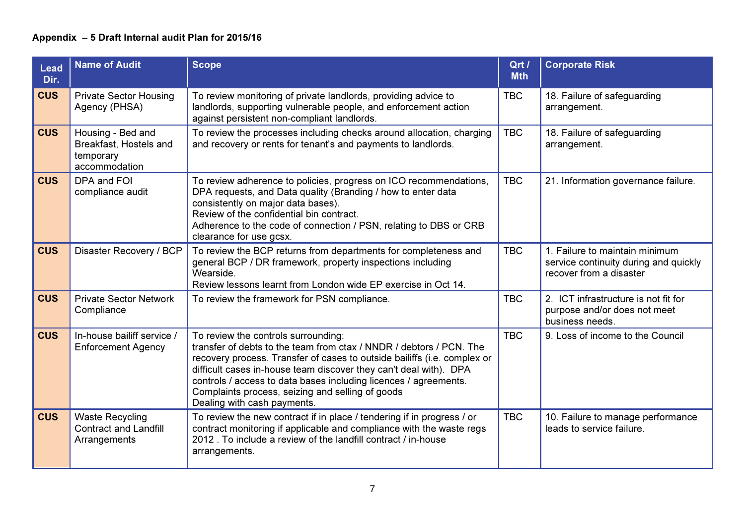**Appendix – 5 Draft Internal audit Plan for 2015/16**

| Lead Dir. | Name of Audit | Scope | Qrt / Mth | Corporate Risk |
|---|---|---|---|---|
| **CUS** | Private Sector Housing Agency (PHSA) | To review monitoring of private landlords, providing advice to landlords, supporting vulnerable people, and enforcement action against persistent non-compliant landlords. | TBC | 18. Failure of safeguarding arrangement. |
| **CUS** | Housing - Bed and Breakfast, Hostels and temporary accommodation | To review the processes including checks around allocation, charging and recovery or rents for tenant's and payments to landlords. | TBC | 18. Failure of safeguarding arrangement. |
| **CUS** | DPA and FOI compliance audit | To review adherence to policies, progress on ICO recommendations, DPA requests, and Data quality (Branding / how to enter data consistently on major data bases).<br>Review of the confidential bin contract.<br>Adherence to the code of connection / PSN, relating to DBS or CRB clearance for use gcsx. | TBC | 21. Information governance failure. |
| **CUS** | Disaster Recovery / BCP | To review the BCP returns from departments for completeness and general BCP / DR framework, property inspections including Wearside.<br>Review lessons learnt from London wide EP exercise in Oct 14. | TBC | 1. Failure to maintain minimum service continuity during and quickly recover from a disaster |
| **CUS** | Private Sector Network Compliance | To review the framework for PSN compliance. | TBC | 2. ICT infrastructure is not fit for purpose and/or does not meet business needs. |
| **CUS** | In-house bailiff service / Enforcement Agency | To review the controls surrounding:<br>transfer of debts to the team from ctax / NNDR / debtors / PCN. The recovery process. Transfer of cases to outside bailiffs (i.e. complex or difficult cases in-house team discover they can't deal with). DPA controls / access to data bases including licences / agreements.<br>Complaints process, seizing and selling of goods<br>Dealing with cash payments. | TBC | 9. Loss of income to the Council |
| **CUS** | Waste Recycling Contract and Landfill Arrangements | To review the new contract if in place / tendering if in progress / or contract monitoring if applicable and compliance with the waste regs 2012 . To include a review of the landfill contract / in-house arrangements. | TBC | 10. Failure to manage performance leads to service failure. |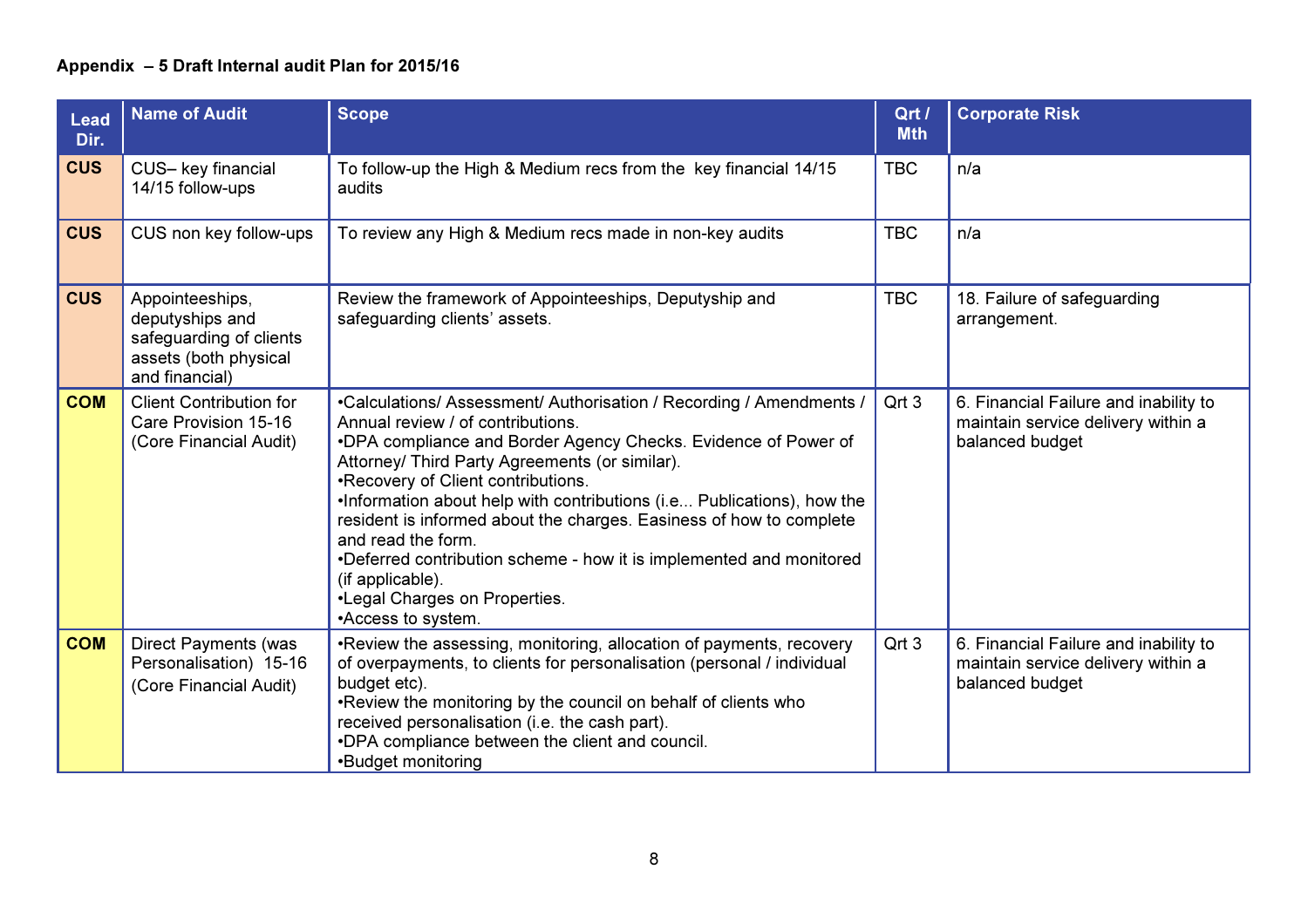**Appendix – 5 Draft Internal audit Plan for 2015/16**

| Lead Dir. | Name of Audit | Scope | Qrt / Mth | Corporate Risk |
|---|---|---|---|---|
| **CUS** | CUS– key financial 14/15 follow-ups | To follow-up the High & Medium recs from the key financial 14/15 audits | TBC | n/a |
| **CUS** | CUS non key follow-ups | To review any High & Medium recs made in non-key audits | TBC | n/a |
| **CUS** | Appointeeships, deputyships and safeguarding of clients assets (both physical and financial) | Review the framework of Appointeeships, Deputyship and safeguarding clients' assets. | TBC | 18. Failure of safeguarding arrangement. |
| **COM** | Client Contribution for Care Provision 15-16 (Core Financial Audit) | •Calculations/ Assessment/ Authorisation / Recording / Amendments / Annual review / of contributions.<br>•DPA compliance and Border Agency Checks. Evidence of Power of Attorney/ Third Party Agreements (or similar).<br>•Recovery of Client contributions.<br>•Information about help with contributions (i.e... Publications), how the resident is informed about the charges. Easiness of how to complete and read the form.<br>•Deferred contribution scheme - how it is implemented and monitored (if applicable).<br>•Legal Charges on Properties.<br>•Access to system. | Qrt 3 | 6. Financial Failure and inability to maintain service delivery within a balanced budget |
| **COM** | Direct Payments (was Personalisation) 15-16 (Core Financial Audit) | •Review the assessing, monitoring, allocation of payments, recovery of overpayments, to clients for personalisation (personal / individual budget etc).<br>•Review the monitoring by the council on behalf of clients who received personalisation (i.e. the cash part).<br>•DPA compliance between the client and council.<br>•Budget monitoring | Qrt 3 | 6. Financial Failure and inability to maintain service delivery within a balanced budget |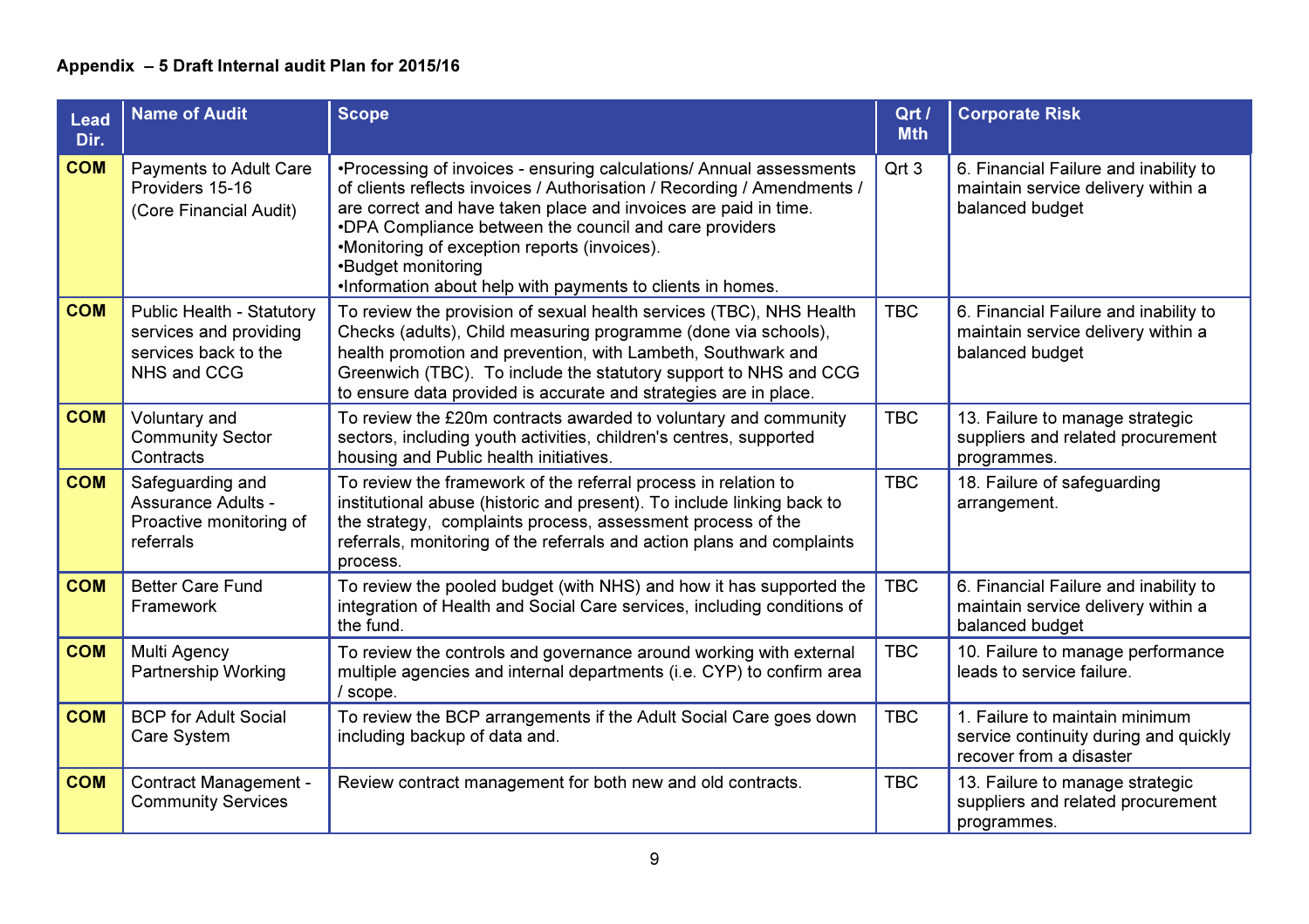**Appendix – 5 Draft Internal audit Plan for 2015/16**

| Lead Dir. | Name of Audit | Scope | Qrt / Mth | Corporate Risk |
|---|---|---|---|---|
| COM | Payments to Adult Care Providers 15-16 (Core Financial Audit) | •Processing of invoices - ensuring calculations/ Annual assessments of clients reflects invoices / Authorisation / Recording / Amendments / are correct and have taken place and invoices are paid in time. •DPA Compliance between the council and care providers •Monitoring of exception reports (invoices). •Budget monitoring •Information about help with payments to clients in homes. | Qrt 3 | 6. Financial Failure and inability to maintain service delivery within a balanced budget |
| COM | Public Health - Statutory services and providing services back to the NHS and CCG | To review the provision of sexual health services (TBC), NHS Health Checks (adults), Child measuring programme (done via schools), health promotion and prevention, with Lambeth, Southwark and Greenwich (TBC). To include the statutory support to NHS and CCG to ensure data provided is accurate and strategies are in place. | TBC | 6. Financial Failure and inability to maintain service delivery within a balanced budget |
| COM | Voluntary and Community Sector Contracts | To review the £20m contracts awarded to voluntary and community sectors, including youth activities, children's centres, supported housing and Public health initiatives. | TBC | 13. Failure to manage strategic suppliers and related procurement programmes. |
| COM | Safeguarding and Assurance Adults - Proactive monitoring of referrals | To review the framework of the referral process in relation to institutional abuse (historic and present). To include linking back to the strategy, complaints process, assessment process of the referrals, monitoring of the referrals and action plans and complaints process. | TBC | 18. Failure of safeguarding arrangement. |
| COM | Better Care Fund Framework | To review the pooled budget (with NHS) and how it has supported the integration of Health and Social Care services, including conditions of the fund. | TBC | 6. Financial Failure and inability to maintain service delivery within a balanced budget |
| COM | Multi Agency Partnership Working | To review the controls and governance around working with external multiple agencies and internal departments (i.e. CYP) to confirm area / scope. | TBC | 10. Failure to manage performance leads to service failure. |
| COM | BCP for Adult Social Care System | To review the BCP arrangements if the Adult Social Care goes down including backup of data and. | TBC | 1. Failure to maintain minimum service continuity during and quickly recover from a disaster |
| COM | Contract Management - Community Services | Review contract management for both new and old contracts. | TBC | 13. Failure to manage strategic suppliers and related procurement programmes. |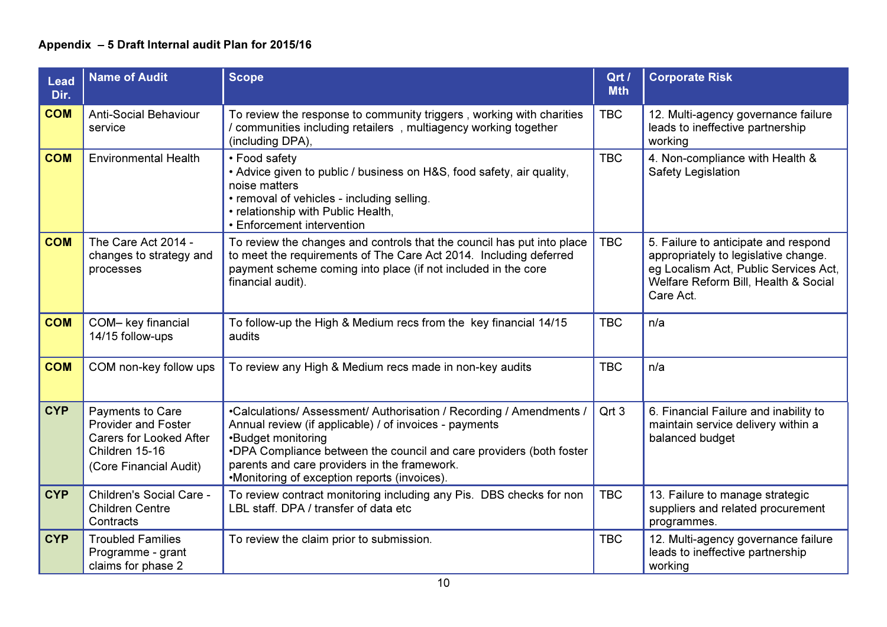**Appendix – 5 Draft Internal audit Plan for 2015/16**

| Lead Dir. | Name of Audit | Scope | Qrt / Mth | Corporate Risk |
|---|---|---|---|---|
| COM | Anti-Social Behaviour service | To review the response to community triggers , working with charities / communities including retailers , multiagency working together (including DPA), | TBC | 12. Multi-agency governance failure leads to ineffective partnership working |
| COM | Environmental Health | • Food safety<br>• Advice given to public / business on H&S, food safety, air quality, noise matters<br>• removal of vehicles - including selling.<br>• relationship with Public Health,<br>• Enforcement intervention | TBC | 4. Non-compliance with Health & Safety Legislation |
| COM | The Care Act 2014 - changes to strategy and processes | To review the changes and controls that the council has put into place to meet the requirements of The Care Act 2014. Including deferred payment scheme coming into place (if not included in the core financial audit). | TBC | 5. Failure to anticipate and respond appropriately to legislative change. eg Localism Act, Public Services Act, Welfare Reform Bill, Health & Social Care Act. |
| COM | COM– key financial 14/15 follow-ups | To follow-up the High & Medium recs from the key financial 14/15 audits | TBC | n/a |
| COM | COM non-key follow ups | To review any High & Medium recs made in non-key audits | TBC | n/a |
| CYP | Payments to Care Provider and Foster Carers for Looked After Children 15-16<br>(Core Financial Audit) | •Calculations/ Assessment/ Authorisation / Recording / Amendments / Annual review (if applicable) / of invoices - payments<br>•Budget monitoring<br>•DPA Compliance between the council and care providers (both foster parents and care providers in the framework.<br>•Monitoring of exception reports (invoices). | Qrt 3 | 6. Financial Failure and inability to maintain service delivery within a balanced budget |
| CYP | Children's Social Care - Children Centre Contracts | To review contract monitoring including any Pis. DBS checks for non LBL staff. DPA / transfer of data etc | TBC | 13. Failure to manage strategic suppliers and related procurement programmes. |
| CYP | Troubled Families Programme - grant claims for phase 2 | To review the claim prior to submission. | TBC | 12. Multi-agency governance failure leads to ineffective partnership working |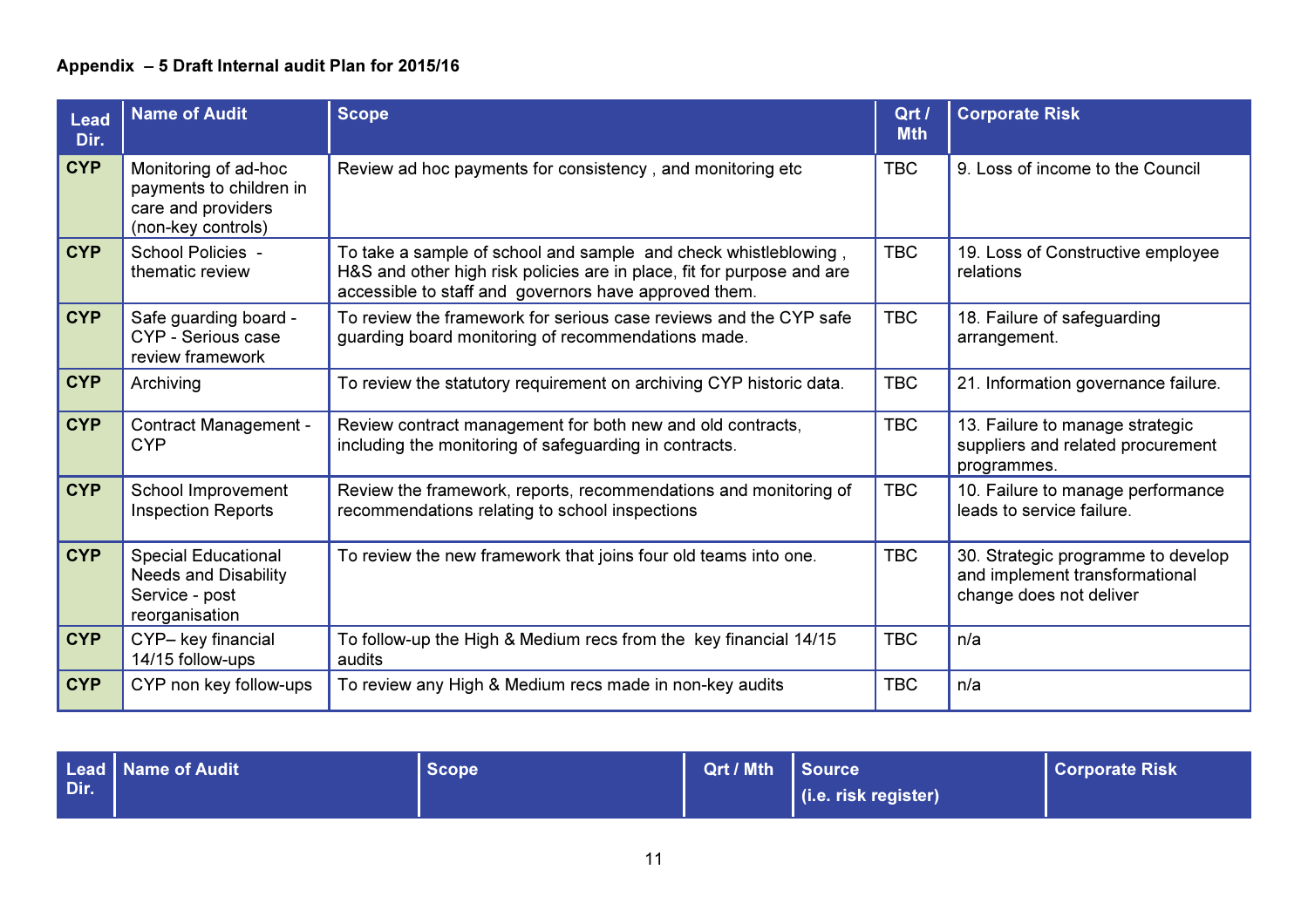**Appendix – 5 Draft Internal audit Plan for 2015/16**

| Lead Dir. | Name of Audit | Scope | Qrt / Mth | Corporate Risk |
|---|---|---|---|---|
| CYP | Monitoring of ad-hoc payments to children in care and providers (non-key controls) | Review ad hoc payments for consistency , and monitoring etc | TBC | 9. Loss of income to the Council |
| CYP | School Policies - thematic review | To take a sample of school and sample and check whistleblowing , H&S and other high risk policies are in place, fit for purpose and are accessible to staff and governors have approved them. | TBC | 19. Loss of Constructive employee relations |
| CYP | Safe guarding board - CYP - Serious case review framework | To review the framework for serious case reviews and the CYP safe guarding board monitoring of recommendations made. | TBC | 18. Failure of safeguarding arrangement. |
| CYP | Archiving | To review the statutory requirement on archiving CYP historic data. | TBC | 21. Information governance failure. |
| CYP | Contract Management - CYP | Review contract management for both new and old contracts, including the monitoring of safeguarding in contracts. | TBC | 13. Failure to manage strategic suppliers and related procurement programmes. |
| CYP | School Improvement Inspection Reports | Review the framework, reports, recommendations and monitoring of recommendations relating to school inspections | TBC | 10. Failure to manage performance leads to service failure. |
| CYP | Special Educational Needs and Disability Service - post reorganisation | To review the new framework that joins four old teams into one. | TBC | 30. Strategic programme to develop and implement transformational change does not deliver |
| CYP | CYP– key financial 14/15 follow-ups | To follow-up the High & Medium recs from the key financial 14/15 audits | TBC | n/a |
| CYP | CYP non key follow-ups | To review any High & Medium recs made in non-key audits | TBC | n/a |

| Lead Dir. | Name of Audit | Scope | Qrt / Mth | Source (i.e. risk register) | Corporate Risk |
|---|---|---|---|---|---|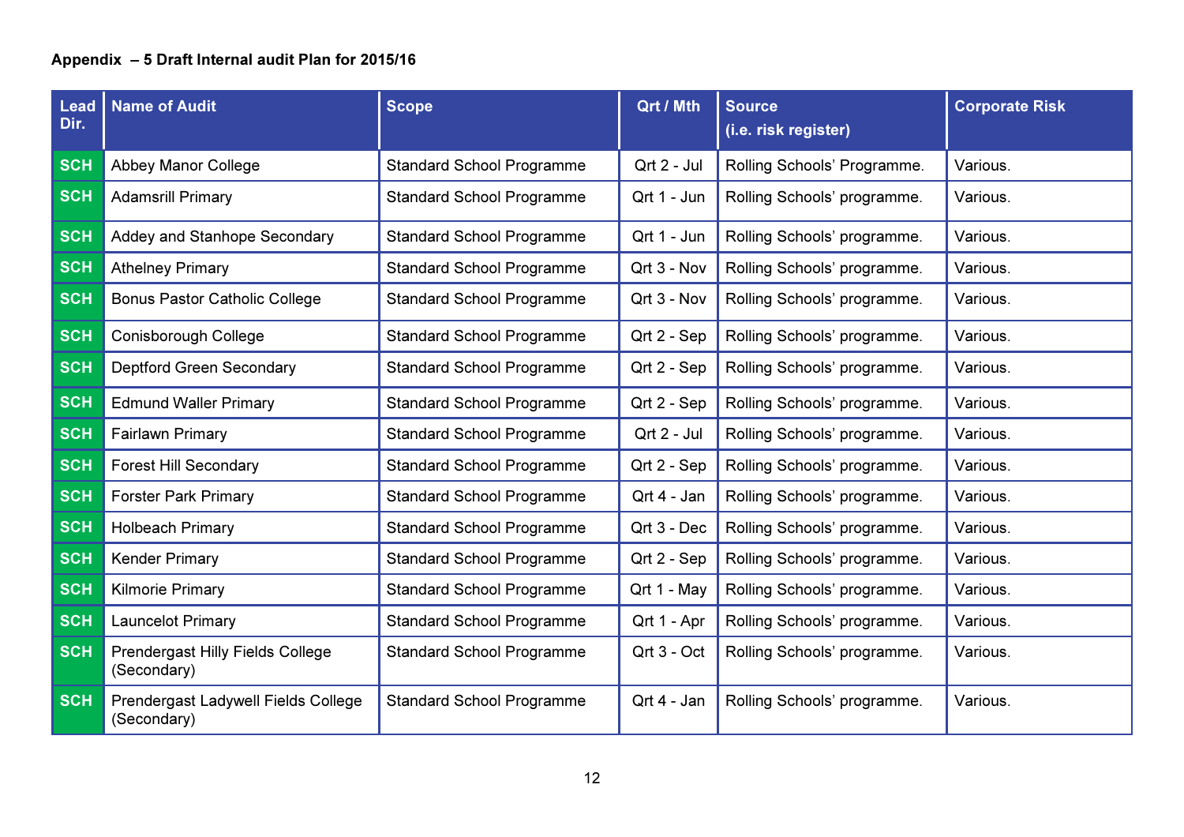**Appendix – 5 Draft Internal audit Plan for 2015/16**

| Lead Dir. | Name of Audit | Scope | Qrt / Mth | Source (i.e. risk register) | Corporate Risk |
|---|---|---|---|---|---|
| SCH | Abbey Manor College | Standard School Programme | Qrt 2 - Jul | Rolling Schools' Programme. | Various. |
| SCH | Adamsrill Primary | Standard School Programme | Qrt 1 - Jun | Rolling Schools' programme. | Various. |
| SCH | Addey and Stanhope Secondary | Standard School Programme | Qrt 1 - Jun | Rolling Schools' programme. | Various. |
| SCH | Athelney Primary | Standard School Programme | Qrt 3 - Nov | Rolling Schools' programme. | Various. |
| SCH | Bonus Pastor Catholic College | Standard School Programme | Qrt 3 - Nov | Rolling Schools' programme. | Various. |
| SCH | Conisborough College | Standard School Programme | Qrt 2 - Sep | Rolling Schools' programme. | Various. |
| SCH | Deptford Green Secondary | Standard School Programme | Qrt 2 - Sep | Rolling Schools' programme. | Various. |
| SCH | Edmund Waller Primary | Standard School Programme | Qrt 2 - Sep | Rolling Schools' programme. | Various. |
| SCH | Fairlawn Primary | Standard School Programme | Qrt 2 - Jul | Rolling Schools' programme. | Various. |
| SCH | Forest Hill Secondary | Standard School Programme | Qrt 2 - Sep | Rolling Schools' programme. | Various. |
| SCH | Forster Park Primary | Standard School Programme | Qrt 4 - Jan | Rolling Schools' programme. | Various. |
| SCH | Holbeach Primary | Standard School Programme | Qrt 3 - Dec | Rolling Schools' programme. | Various. |
| SCH | Kender Primary | Standard School Programme | Qrt 2 - Sep | Rolling Schools' programme. | Various. |
| SCH | Kilmorie Primary | Standard School Programme | Qrt 1 - May | Rolling Schools' programme. | Various. |
| SCH | Launcelot Primary | Standard School Programme | Qrt 1 - Apr | Rolling Schools' programme. | Various. |
| SCH | Prendergast Hilly Fields College (Secondary) | Standard School Programme | Qrt 3 - Oct | Rolling Schools' programme. | Various. |
| SCH | Prendergast Ladywell Fields College (Secondary) | Standard School Programme | Qrt 4 - Jan | Rolling Schools' programme. | Various. |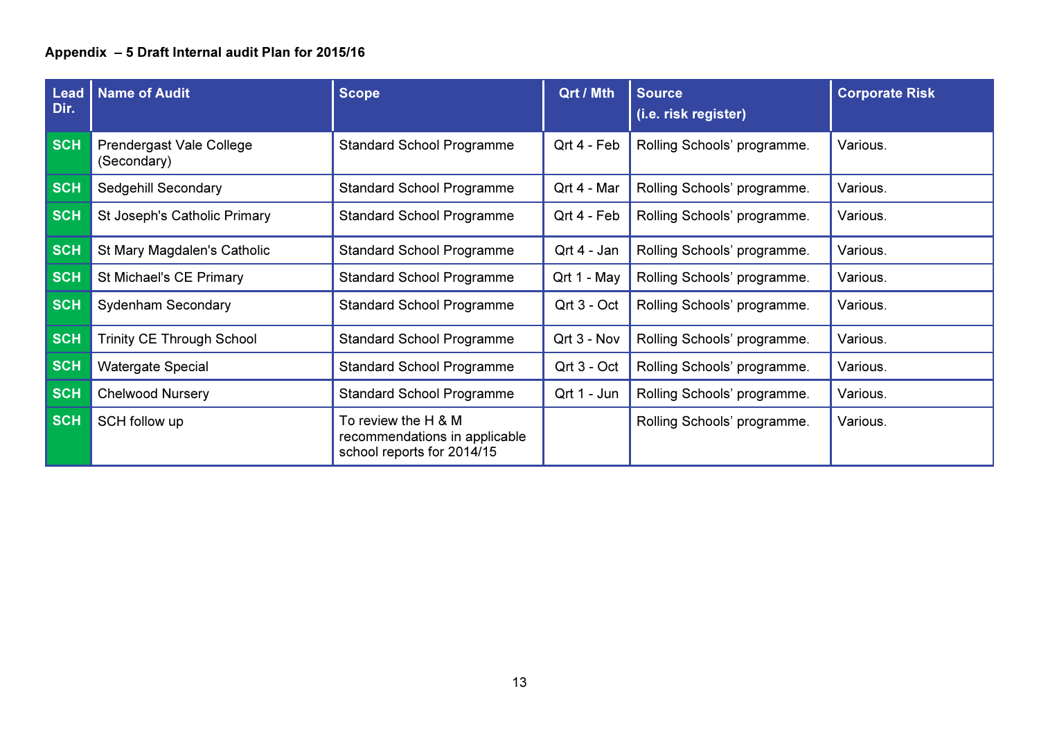**Appendix – 5 Draft Internal audit Plan for 2015/16**

| Lead Dir. | Name of Audit | Scope | Qrt / Mth | Source (i.e. risk register) | Corporate Risk |
|---|---|---|---|---|---|
| SCH | Prendergast Vale College (Secondary) | Standard School Programme | Qrt 4 - Feb | Rolling Schools' programme. | Various. |
| SCH | Sedgehill Secondary | Standard School Programme | Qrt 4 - Mar | Rolling Schools' programme. | Various. |
| SCH | St Joseph's Catholic Primary | Standard School Programme | Qrt 4 - Feb | Rolling Schools' programme. | Various. |
| SCH | St Mary Magdalen's Catholic | Standard School Programme | Qrt 4 - Jan | Rolling Schools' programme. | Various. |
| SCH | St Michael's CE Primary | Standard School Programme | Qrt 1 - May | Rolling Schools' programme. | Various. |
| SCH | Sydenham Secondary | Standard School Programme | Qrt 3 - Oct | Rolling Schools' programme. | Various. |
| SCH | Trinity CE Through School | Standard School Programme | Qrt 3 - Nov | Rolling Schools' programme. | Various. |
| SCH | Watergate Special | Standard School Programme | Qrt 3 - Oct | Rolling Schools' programme. | Various. |
| SCH | Chelwood Nursery | Standard School Programme | Qrt 1 - Jun | Rolling Schools' programme. | Various. |
| SCH | SCH follow up | To review the H & M recommendations in applicable school reports for 2014/15 | | Rolling Schools' programme. | Various. |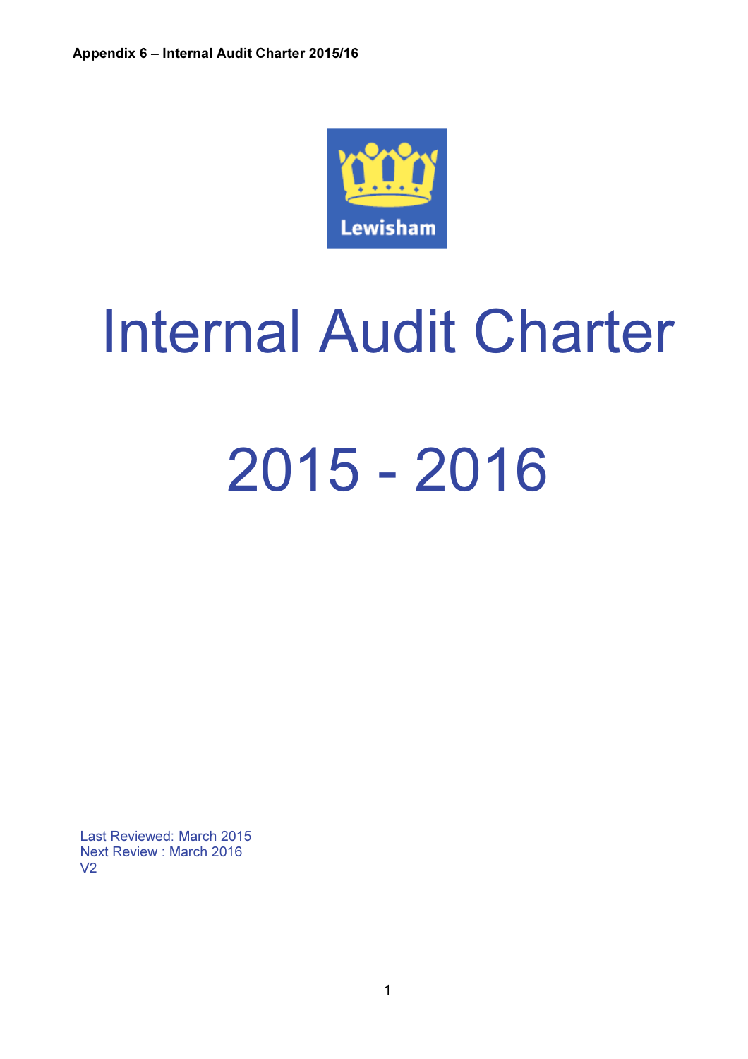**Appendix 6 – Internal Audit Charter 2015/16**

Lewisham

# Internal Audit Charter

# 2015 - 2016

Last Reviewed: March 2015
Next Review : March 2016
V2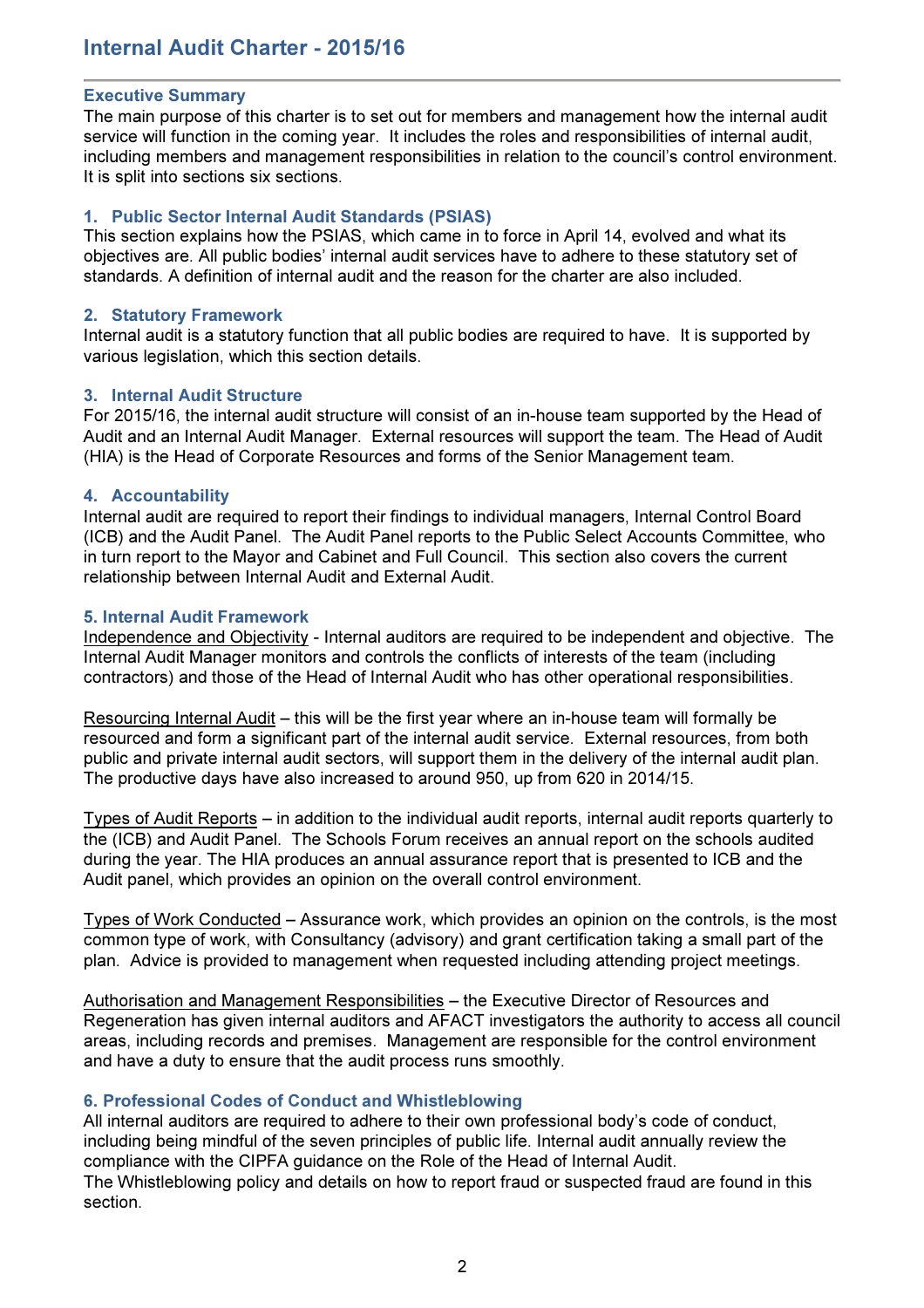# Internal Audit Charter - 2015/16

## Executive Summary

The main purpose of this charter is to set out for members and management how the internal audit service will function in the coming year. It includes the roles and responsibilities of internal audit, including members and management responsibilities in relation to the council's control environment. It is split into sections six sections.

### 1. Public Sector Internal Audit Standards (PSIAS)

This section explains how the PSIAS, which came in to force in April 14, evolved and what its objectives are. All public bodies' internal audit services have to adhere to these statutory set of standards. A definition of internal audit and the reason for the charter are also included.

### 2. Statutory Framework

Internal audit is a statutory function that all public bodies are required to have. It is supported by various legislation, which this section details.

### 3. Internal Audit Structure

For 2015/16, the internal audit structure will consist of an in-house team supported by the Head of Audit and an Internal Audit Manager. External resources will support the team. The Head of Audit (HIA) is the Head of Corporate Resources and forms of the Senior Management team.

### 4. Accountability

Internal audit are required to report their findings to individual managers, Internal Control Board (ICB) and the Audit Panel. The Audit Panel reports to the Public Select Accounts Committee, who in turn report to the Mayor and Cabinet and Full Council. This section also covers the current relationship between Internal Audit and External Audit.

### 5. Internal Audit Framework

<u>Independence and Objectivity</u> - Internal auditors are required to be independent and objective. The Internal Audit Manager monitors and controls the conflicts of interests of the team (including contractors) and those of the Head of Internal Audit who has other operational responsibilities.

<u>Resourcing Internal Audit</u> – this will be the first year where an in-house team will formally be resourced and form a significant part of the internal audit service. External resources, from both public and private internal audit sectors, will support them in the delivery of the internal audit plan. The productive days have also increased to around 950, up from 620 in 2014/15.

<u>Types of Audit Reports</u> – in addition to the individual audit reports, internal audit reports quarterly to the (ICB) and Audit Panel. The Schools Forum receives an annual report on the schools audited during the year. The HIA produces an annual assurance report that is presented to ICB and the Audit panel, which provides an opinion on the overall control environment.

<u>Types of Work Conducted</u> – Assurance work, which provides an opinion on the controls, is the most common type of work, with Consultancy (advisory) and grant certification taking a small part of the plan. Advice is provided to management when requested including attending project meetings.

<u>Authorisation and Management Responsibilities</u> – the Executive Director of Resources and Regeneration has given internal auditors and AFACT investigators the authority to access all council areas, including records and premises. Management are responsible for the control environment and have a duty to ensure that the audit process runs smoothly.

### 6. Professional Codes of Conduct and Whistleblowing

All internal auditors are required to adhere to their own professional body's code of conduct, including being mindful of the seven principles of public life. Internal audit annually review the compliance with the CIPFA guidance on the Role of the Head of Internal Audit.
The Whistleblowing policy and details on how to report fraud or suspected fraud are found in this section.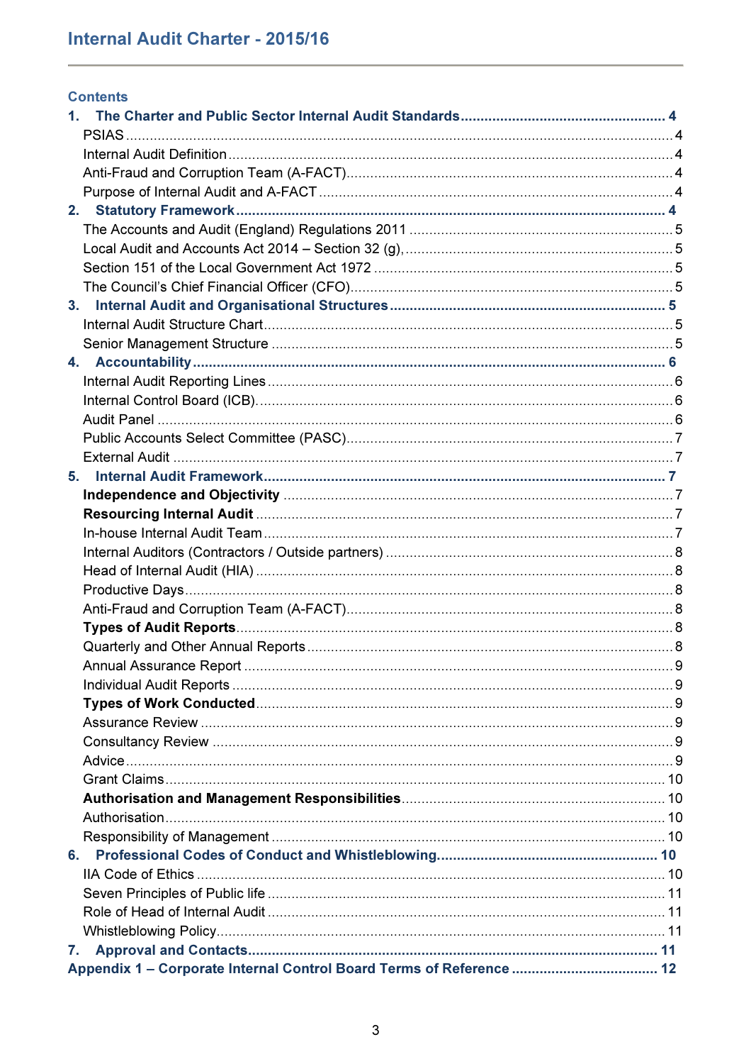# Internal Audit Charter - 2015/16

## Contents

**1. The Charter and Public Sector Internal Audit Standards .......... 4**

PSIAS .......... 4

Internal Audit Definition .......... 4

Anti-Fraud and Corruption Team (A-FACT) .......... 4

Purpose of Internal Audit and A-FACT .......... 4

**2. Statutory Framework .......... 4**

The Accounts and Audit (England) Regulations 2011 .......... 5

Local Audit and Accounts Act 2014 – Section 32 (g), .......... 5

Section 151 of the Local Government Act 1972 .......... 5

The Council's Chief Financial Officer (CFO) .......... 5

**3. Internal Audit and Organisational Structures .......... 5**

Internal Audit Structure Chart .......... 5

Senior Management Structure .......... 5

**4. Accountability .......... 6**

Internal Audit Reporting Lines .......... 6

Internal Control Board (ICB) .......... 6

Audit Panel .......... 6

Public Accounts Select Committee (PASC) .......... 7

External Audit .......... 7

**5. Internal Audit Framework .......... 7**

**Independence and Objectivity** .......... 7

**Resourcing Internal Audit** .......... 7

In-house Internal Audit Team .......... 7

Internal Auditors (Contractors / Outside partners) .......... 8

Head of Internal Audit (HIA) .......... 8

Productive Days .......... 8

Anti-Fraud and Corruption Team (A-FACT) .......... 8

**Types of Audit Reports** .......... 8

Quarterly and Other Annual Reports .......... 8

Annual Assurance Report .......... 9

Individual Audit Reports .......... 9

**Types of Work Conducted** .......... 9

Assurance Review .......... 9

Consultancy Review .......... 9

Advice .......... 9

Grant Claims .......... 10

**Authorisation and Management Responsibilities** .......... 10

Authorisation .......... 10

Responsibility of Management .......... 10

**6. Professional Codes of Conduct and Whistleblowing .......... 10**

IIA Code of Ethics .......... 10

Seven Principles of Public life .......... 11

Role of Head of Internal Audit .......... 11

Whistleblowing Policy .......... 11

**7. Approval and Contacts .......... 11**

**Appendix 1 – Corporate Internal Control Board Terms of Reference .......... 12**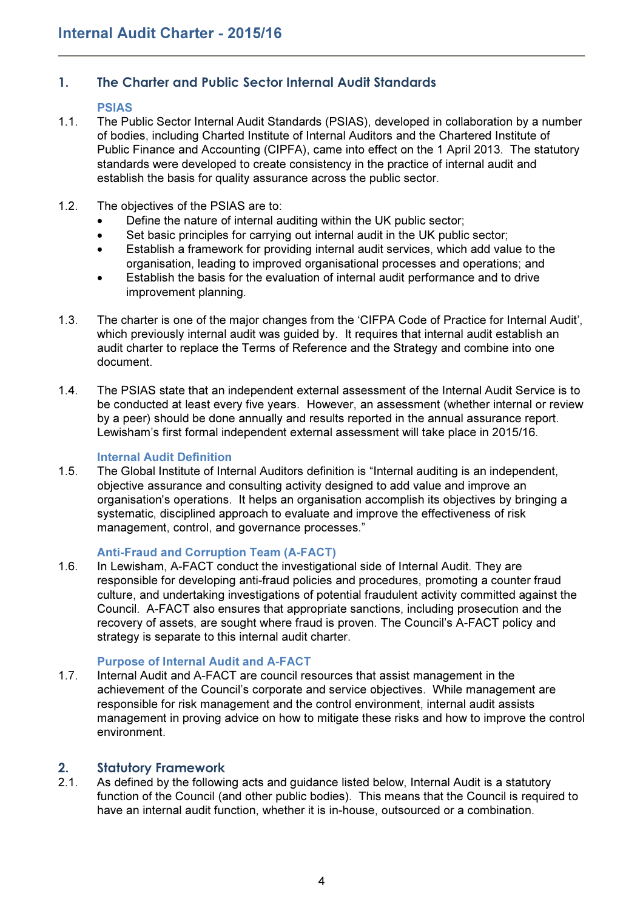# Internal Audit Charter - 2015/16

## 1. The Charter and Public Sector Internal Audit Standards

### PSIAS

1.1. The Public Sector Internal Audit Standards (PSIAS), developed in collaboration by a number of bodies, including Charted Institute of Internal Auditors and the Chartered Institute of Public Finance and Accounting (CIPFA), came into effect on the 1 April 2013. The statutory standards were developed to create consistency in the practice of internal audit and establish the basis for quality assurance across the public sector.

1.2. The objectives of the PSIAS are to:

- Define the nature of internal auditing within the UK public sector;
- Set basic principles for carrying out internal audit in the UK public sector;
- Establish a framework for providing internal audit services, which add value to the organisation, leading to improved organisational processes and operations; and
- Establish the basis for the evaluation of internal audit performance and to drive improvement planning.

1.3. The charter is one of the major changes from the 'CIFPA Code of Practice for Internal Audit', which previously internal audit was guided by. It requires that internal audit establish an audit charter to replace the Terms of Reference and the Strategy and combine into one document.

1.4. The PSIAS state that an independent external assessment of the Internal Audit Service is to be conducted at least every five years. However, an assessment (whether internal or review by a peer) should be done annually and results reported in the annual assurance report. Lewisham's first formal independent external assessment will take place in 2015/16.

### Internal Audit Definition

1.5. The Global Institute of Internal Auditors definition is "Internal auditing is an independent, objective assurance and consulting activity designed to add value and improve an organisation's operations. It helps an organisation accomplish its objectives by bringing a systematic, disciplined approach to evaluate and improve the effectiveness of risk management, control, and governance processes."

### Anti-Fraud and Corruption Team (A-FACT)

1.6. In Lewisham, A-FACT conduct the investigational side of Internal Audit. They are responsible for developing anti-fraud policies and procedures, promoting a counter fraud culture, and undertaking investigations of potential fraudulent activity committed against the Council. A-FACT also ensures that appropriate sanctions, including prosecution and the recovery of assets, are sought where fraud is proven. The Council's A-FACT policy and strategy is separate to this internal audit charter.

### Purpose of Internal Audit and A-FACT

1.7. Internal Audit and A-FACT are council resources that assist management in the achievement of the Council's corporate and service objectives. While management are responsible for risk management and the control environment, internal audit assists management in proving advice on how to mitigate these risks and how to improve the control environment.

## 2. Statutory Framework

2.1. As defined by the following acts and guidance listed below, Internal Audit is a statutory function of the Council (and other public bodies). This means that the Council is required to have an internal audit function, whether it is in-house, outsourced or a combination.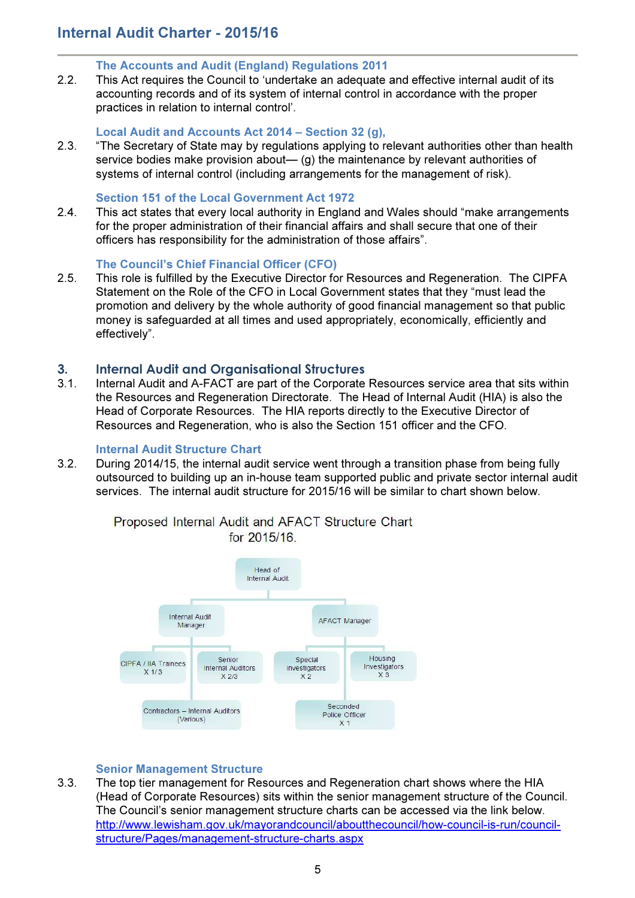### The Accounts and Audit (England) Regulations 2011

2.2. This Act requires the Council to 'undertake an adequate and effective internal audit of its accounting records and of its system of internal control in accordance with the proper practices in relation to internal control'.

### Local Audit and Accounts Act 2014 – Section 32 (g),

2.3. "The Secretary of State may by regulations applying to relevant authorities other than health service bodies make provision about— (g) the maintenance by relevant authorities of systems of internal control (including arrangements for the management of risk).

### Section 151 of the Local Government Act 1972

2.4. This act states that every local authority in England and Wales should "make arrangements for the proper administration of their financial affairs and shall secure that one of their officers has responsibility for the administration of those affairs".

### The Council's Chief Financial Officer (CFO)

2.5. This role is fulfilled by the Executive Director for Resources and Regeneration. The CIPFA Statement on the Role of the CFO in Local Government states that they "must lead the promotion and delivery by the whole authority of good financial management so that public money is safeguarded at all times and used appropriately, economically, efficiently and effectively".

## 3. Internal Audit and Organisational Structures

3.1. Internal Audit and A-FACT are part of the Corporate Resources service area that sits within the Resources and Regeneration Directorate. The Head of Internal Audit (HIA) is also the Head of Corporate Resources. The HIA reports directly to the Executive Director of Resources and Regeneration, who is also the Section 151 officer and the CFO.

### Internal Audit Structure Chart

3.2. During 2014/15, the internal audit service went through a transition phase from being fully outsourced to building up an in-house team supported public and private sector internal audit services. The internal audit structure for 2015/16 will be similar to chart shown below.

Proposed Internal Audit and AFACT Structure Chart for 2015/16.

- Head of Internal Audit
  - Internal Audit Manager
    - CIPFA / IIA Trainees X 1/3
    - Senior Internal Auditors X 2/3
    - Contractors – Internal Auditors (Various)
  - AFACT Manager
    - Special Investigators X 2
    - Housing Investigators X 3
    - Seconded Police Officer X 1

### Senior Management Structure

3.3. The top tier management for Resources and Regeneration chart shows where the HIA (Head of Corporate Resources) sits within the senior management structure of the Council. The Council's senior management structure charts can be accessed via the link below. http://www.lewisham.gov.uk/mayorandcouncil/aboutthecouncil/how-council-is-run/council-structure/Pages/management-structure-charts.aspx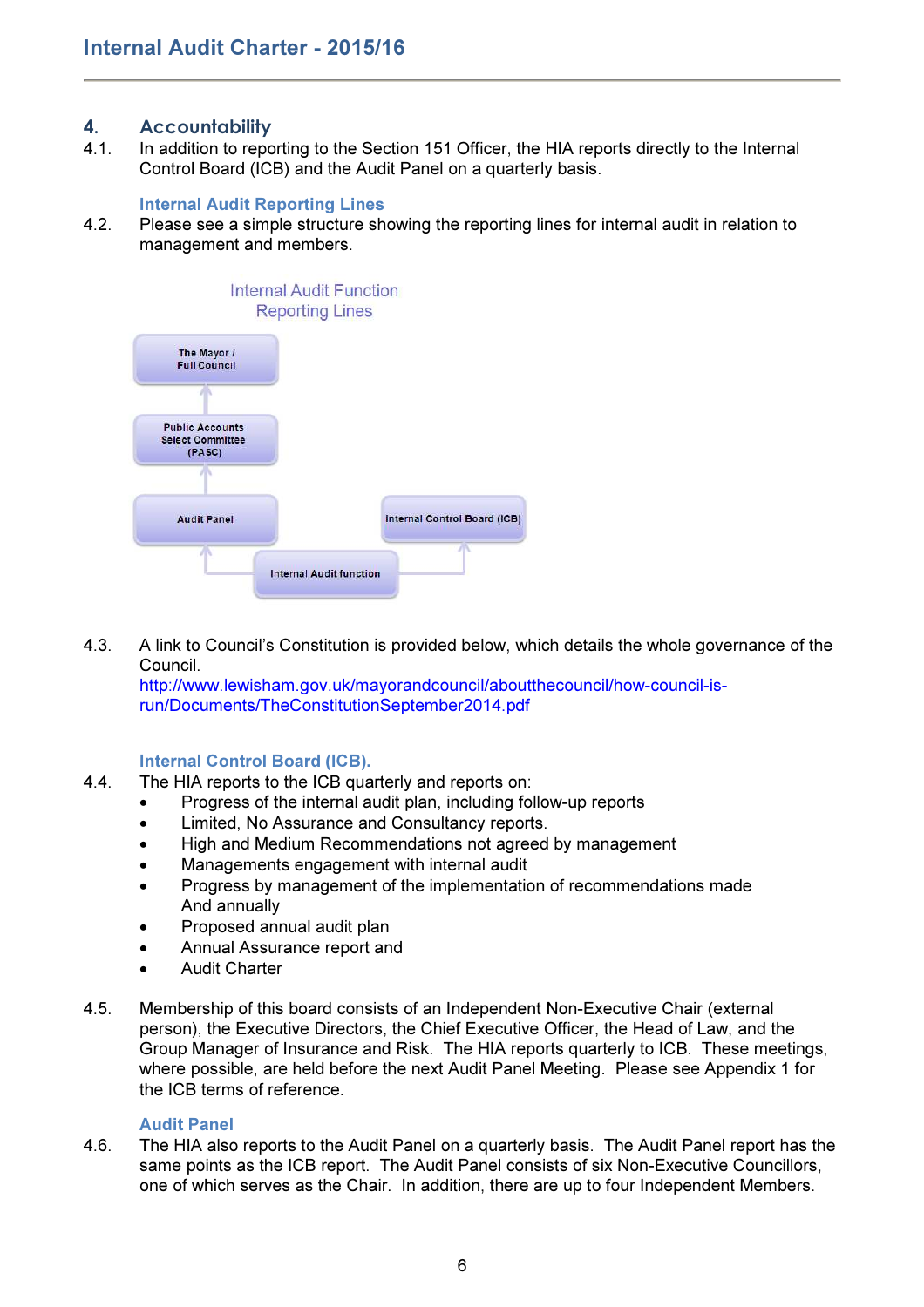## 4. Accountability

4.1. In addition to reporting to the Section 151 Officer, the HIA reports directly to the Internal Control Board (ICB) and the Audit Panel on a quarterly basis.

### Internal Audit Reporting Lines

4.2. Please see a simple structure showing the reporting lines for internal audit in relation to management and members.

Internal Audit Function Reporting Lines

The Mayor / Full Council

Public Accounts Select Committee (PASC)

Audit Panel

Internal Control Board (ICB)

Internal Audit function

4.3. A link to Council's Constitution is provided below, which details the whole governance of the Council.
http://www.lewisham.gov.uk/mayorandcouncil/aboutthecouncil/how-council-is-run/Documents/TheConstitutionSeptember2014.pdf

### Internal Control Board (ICB).

4.4. The HIA reports to the ICB quarterly and reports on:

- Progress of the internal audit plan, including follow-up reports
- Limited, No Assurance and Consultancy reports.
- High and Medium Recommendations not agreed by management
- Managements engagement with internal audit
- Progress by management of the implementation of recommendations made

And annually

- Proposed annual audit plan
- Annual Assurance report and
- Audit Charter

4.5. Membership of this board consists of an Independent Non-Executive Chair (external person), the Executive Directors, the Chief Executive Officer, the Head of Law, and the Group Manager of Insurance and Risk. The HIA reports quarterly to ICB. These meetings, where possible, are held before the next Audit Panel Meeting. Please see Appendix 1 for the ICB terms of reference.

### Audit Panel

4.6. The HIA also reports to the Audit Panel on a quarterly basis. The Audit Panel report has the same points as the ICB report. The Audit Panel consists of six Non-Executive Councillors, one of which serves as the Chair. In addition, there are up to four Independent Members.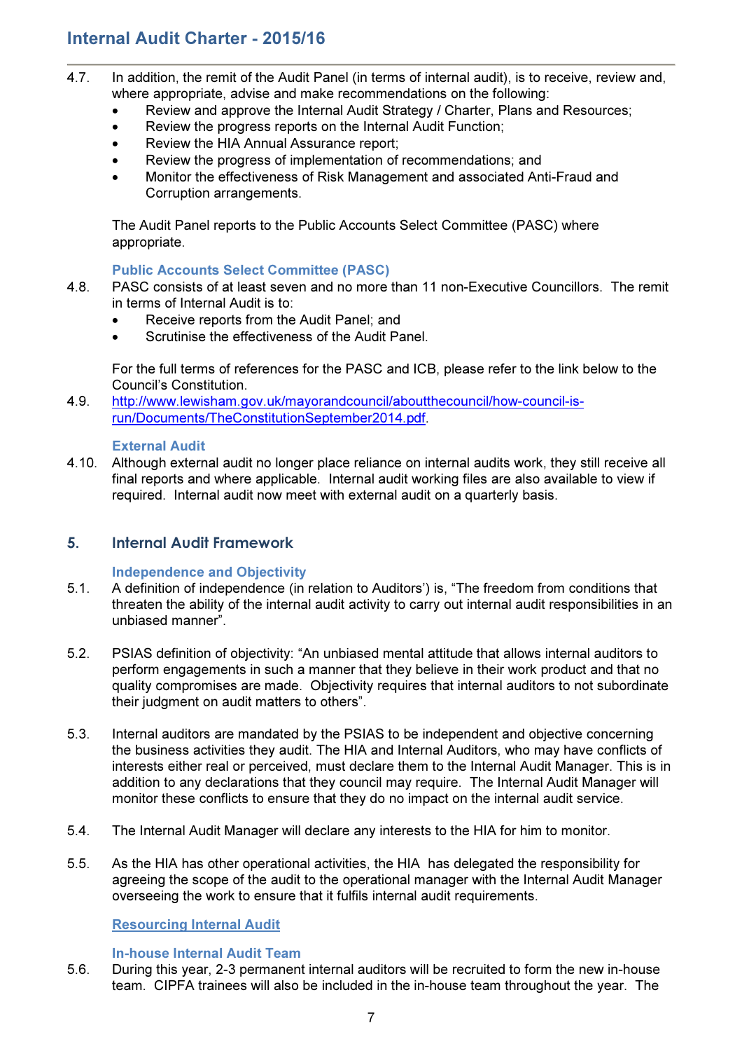4.7. In addition, the remit of the Audit Panel (in terms of internal audit), is to receive, review and, where appropriate, advise and make recommendations on the following:

- Review and approve the Internal Audit Strategy / Charter, Plans and Resources;
- Review the progress reports on the Internal Audit Function;
- Review the HIA Annual Assurance report;
- Review the progress of implementation of recommendations; and
- Monitor the effectiveness of Risk Management and associated Anti-Fraud and Corruption arrangements.

The Audit Panel reports to the Public Accounts Select Committee (PASC) where appropriate.

### Public Accounts Select Committee (PASC)

4.8. PASC consists of at least seven and no more than 11 non-Executive Councillors. The remit in terms of Internal Audit is to:

- Receive reports from the Audit Panel; and
- Scrutinise the effectiveness of the Audit Panel.

For the full terms of references for the PASC and ICB, please refer to the link below to the Council's Constitution.

4.9. [http://www.lewisham.gov.uk/mayorandcouncil/aboutthecouncil/how-council-is-run/Documents/TheConstitutionSeptember2014.pdf](http://www.lewisham.gov.uk/mayorandcouncil/aboutthecouncil/how-council-is-run/Documents/TheConstitutionSeptember2014.pdf).

### External Audit

4.10. Although external audit no longer place reliance on internal audits work, they still receive all final reports and where applicable. Internal audit working files are also available to view if required. Internal audit now meet with external audit on a quarterly basis.

## 5. Internal Audit Framework

### Independence and Objectivity

5.1. A definition of independence (in relation to Auditors') is, "The freedom from conditions that threaten the ability of the internal audit activity to carry out internal audit responsibilities in an unbiased manner".

5.2. PSIAS definition of objectivity: "An unbiased mental attitude that allows internal auditors to perform engagements in such a manner that they believe in their work product and that no quality compromises are made. Objectivity requires that internal auditors to not subordinate their judgment on audit matters to others".

5.3. Internal auditors are mandated by the PSIAS to be independent and objective concerning the business activities they audit. The HIA and Internal Auditors, who may have conflicts of interests either real or perceived, must declare them to the Internal Audit Manager. This is in addition to any declarations that they council may require. The Internal Audit Manager will monitor these conflicts to ensure that they do no impact on the internal audit service.

5.4. The Internal Audit Manager will declare any interests to the HIA for him to monitor.

5.5. As the HIA has other operational activities, the HIA has delegated the responsibility for agreeing the scope of the audit to the operational manager with the Internal Audit Manager overseeing the work to ensure that it fulfils internal audit requirements.

### Resourcing Internal Audit

#### In-house Internal Audit Team

5.6. During this year, 2-3 permanent internal auditors will be recruited to form the new in-house team. CIPFA trainees will also be included in the in-house team throughout the year. The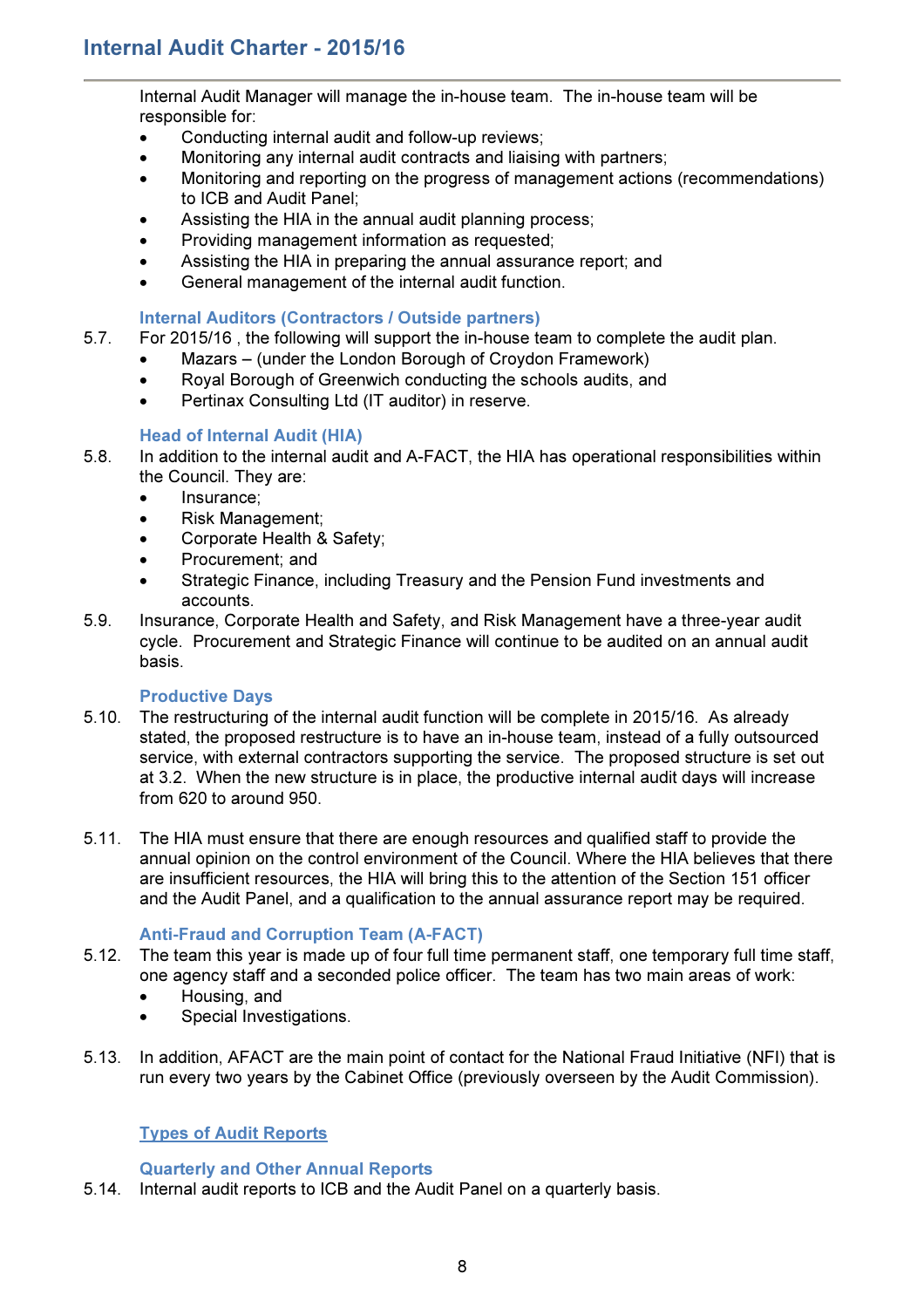Internal Audit Manager will manage the in-house team. The in-house team will be responsible for:

- Conducting internal audit and follow-up reviews;
- Monitoring any internal audit contracts and liaising with partners;
- Monitoring and reporting on the progress of management actions (recommendations) to ICB and Audit Panel;
- Assisting the HIA in the annual audit planning process;
- Providing management information as requested;
- Assisting the HIA in preparing the annual assurance report; and
- General management of the internal audit function.

### Internal Auditors (Contractors / Outside partners)

5.7. For 2015/16 , the following will support the in-house team to complete the audit plan.

- Mazars – (under the London Borough of Croydon Framework)
- Royal Borough of Greenwich conducting the schools audits, and
- Pertinax Consulting Ltd (IT auditor) in reserve.

### Head of Internal Audit (HIA)

5.8. In addition to the internal audit and A-FACT, the HIA has operational responsibilities within the Council. They are:

- Insurance;
- Risk Management;
- Corporate Health & Safety;
- Procurement; and
- Strategic Finance, including Treasury and the Pension Fund investments and accounts.

5.9. Insurance, Corporate Health and Safety, and Risk Management have a three-year audit cycle. Procurement and Strategic Finance will continue to be audited on an annual audit basis.

### Productive Days

5.10. The restructuring of the internal audit function will be complete in 2015/16. As already stated, the proposed restructure is to have an in-house team, instead of a fully outsourced service, with external contractors supporting the service. The proposed structure is set out at 3.2. When the new structure is in place, the productive internal audit days will increase from 620 to around 950.

5.11. The HIA must ensure that there are enough resources and qualified staff to provide the annual opinion on the control environment of the Council. Where the HIA believes that there are insufficient resources, the HIA will bring this to the attention of the Section 151 officer and the Audit Panel, and a qualification to the annual assurance report may be required.

### Anti-Fraud and Corruption Team (A-FACT)

5.12. The team this year is made up of four full time permanent staff, one temporary full time staff, one agency staff and a seconded police officer. The team has two main areas of work:

- Housing, and
- Special Investigations.

5.13. In addition, AFACT are the main point of contact for the National Fraud Initiative (NFI) that is run every two years by the Cabinet Office (previously overseen by the Audit Commission).

## Types of Audit Reports

### Quarterly and Other Annual Reports

5.14. Internal audit reports to ICB and the Audit Panel on a quarterly basis.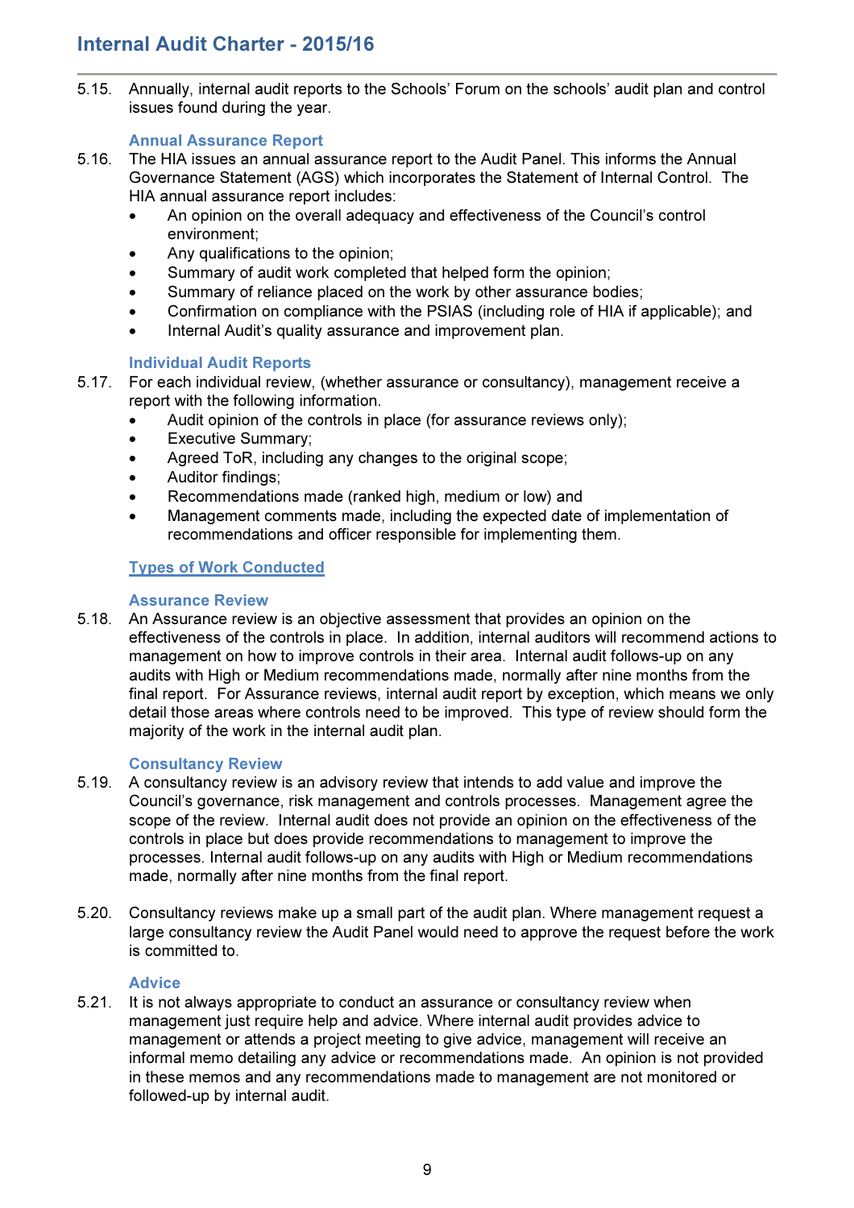5.15. Annually, internal audit reports to the Schools' Forum on the schools' audit plan and control issues found during the year.

### Annual Assurance Report

5.16. The HIA issues an annual assurance report to the Audit Panel. This informs the Annual Governance Statement (AGS) which incorporates the Statement of Internal Control. The HIA annual assurance report includes:

- An opinion on the overall adequacy and effectiveness of the Council's control environment;
- Any qualifications to the opinion;
- Summary of audit work completed that helped form the opinion;
- Summary of reliance placed on the work by other assurance bodies;
- Confirmation on compliance with the PSIAS (including role of HIA if applicable); and
- Internal Audit's quality assurance and improvement plan.

### Individual Audit Reports

5.17. For each individual review, (whether assurance or consultancy), management receive a report with the following information.

- Audit opinion of the controls in place (for assurance reviews only);
- Executive Summary;
- Agreed ToR, including any changes to the original scope;
- Auditor findings;
- Recommendations made (ranked high, medium or low) and
- Management comments made, including the expected date of implementation of recommendations and officer responsible for implementing them.

## Types of Work Conducted

### Assurance Review

5.18. An Assurance review is an objective assessment that provides an opinion on the effectiveness of the controls in place. In addition, internal auditors will recommend actions to management on how to improve controls in their area. Internal audit follows-up on any audits with High or Medium recommendations made, normally after nine months from the final report. For Assurance reviews, internal audit report by exception, which means we only detail those areas where controls need to be improved. This type of review should form the majority of the work in the internal audit plan.

### Consultancy Review

5.19. A consultancy review is an advisory review that intends to add value and improve the Council's governance, risk management and controls processes. Management agree the scope of the review. Internal audit does not provide an opinion on the effectiveness of the controls in place but does provide recommendations to management to improve the processes. Internal audit follows-up on any audits with High or Medium recommendations made, normally after nine months from the final report.

5.20. Consultancy reviews make up a small part of the audit plan. Where management request a large consultancy review the Audit Panel would need to approve the request before the work is committed to.

### Advice

5.21. It is not always appropriate to conduct an assurance or consultancy review when management just require help and advice. Where internal audit provides advice to management or attends a project meeting to give advice, management will receive an informal memo detailing any advice or recommendations made. An opinion is not provided in these memos and any recommendations made to management are not monitored or followed-up by internal audit.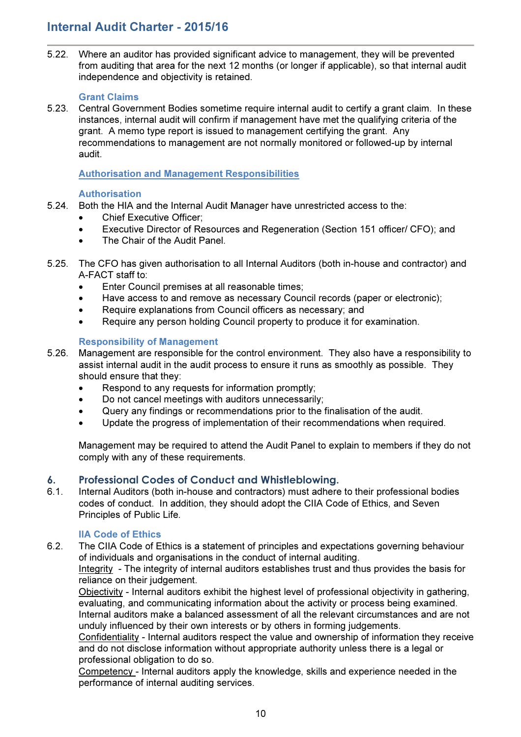5.22. Where an auditor has provided significant advice to management, they will be prevented from auditing that area for the next 12 months (or longer if applicable), so that internal audit independence and objectivity is retained.

### Grant Claims

5.23. Central Government Bodies sometime require internal audit to certify a grant claim. In these instances, internal audit will confirm if management have met the qualifying criteria of the grant. A memo type report is issued to management certifying the grant. Any recommendations to management are not normally monitored or followed-up by internal audit.

### Authorisation and Management Responsibilities

### Authorisation

5.24. Both the HIA and the Internal Audit Manager have unrestricted access to the:

- Chief Executive Officer;
- Executive Director of Resources and Regeneration (Section 151 officer/ CFO); and
- The Chair of the Audit Panel.

5.25. The CFO has given authorisation to all Internal Auditors (both in-house and contractor) and A-FACT staff to:

- Enter Council premises at all reasonable times;
- Have access to and remove as necessary Council records (paper or electronic);
- Require explanations from Council officers as necessary; and
- Require any person holding Council property to produce it for examination.

### Responsibility of Management

5.26. Management are responsible for the control environment. They also have a responsibility to assist internal audit in the audit process to ensure it runs as smoothly as possible. They should ensure that they:

- Respond to any requests for information promptly;
- Do not cancel meetings with auditors unnecessarily;
- Query any findings or recommendations prior to the finalisation of the audit.
- Update the progress of implementation of their recommendations when required.

Management may be required to attend the Audit Panel to explain to members if they do not comply with any of these requirements.

## 6. Professional Codes of Conduct and Whistleblowing.

6.1. Internal Auditors (both in-house and contractors) must adhere to their professional bodies codes of conduct. In addition, they should adopt the CIIA Code of Ethics, and Seven Principles of Public Life.

### IIA Code of Ethics

6.2. The CIIA Code of Ethics is a statement of principles and expectations governing behaviour of individuals and organisations in the conduct of internal auditing.

Integrity - The integrity of internal auditors establishes trust and thus provides the basis for reliance on their judgement.

Objectivity - Internal auditors exhibit the highest level of professional objectivity in gathering, evaluating, and communicating information about the activity or process being examined. Internal auditors make a balanced assessment of all the relevant circumstances and are not unduly influenced by their own interests or by others in forming judgements.

Confidentiality - Internal auditors respect the value and ownership of information they receive and do not disclose information without appropriate authority unless there is a legal or professional obligation to do so.

Competency - Internal auditors apply the knowledge, skills and experience needed in the performance of internal auditing services.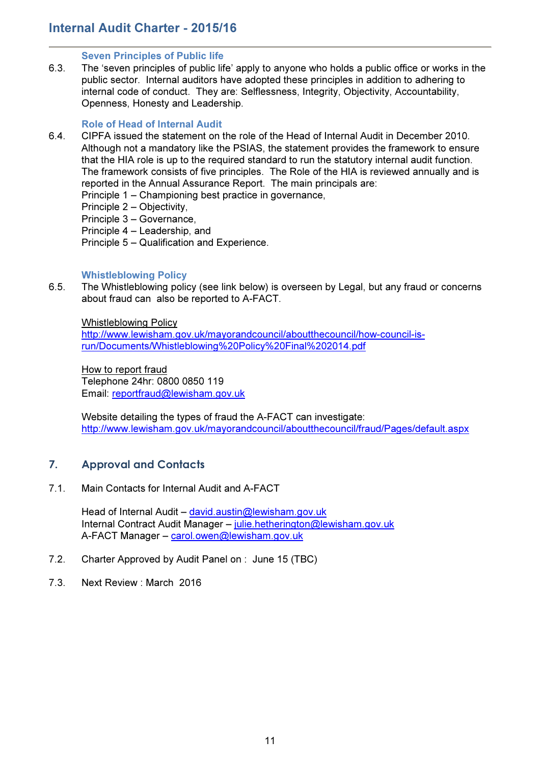### Seven Principles of Public life

6.3. The 'seven principles of public life' apply to anyone who holds a public office or works in the public sector. Internal auditors have adopted these principles in addition to adhering to internal code of conduct. They are: Selflessness, Integrity, Objectivity, Accountability, Openness, Honesty and Leadership.

### Role of Head of Internal Audit

6.4. CIPFA issued the statement on the role of the Head of Internal Audit in December 2010. Although not a mandatory like the PSIAS, the statement provides the framework to ensure that the HIA role is up to the required standard to run the statutory internal audit function. The framework consists of five principles. The Role of the HIA is reviewed annually and is reported in the Annual Assurance Report. The main principals are:
Principle 1 – Championing best practice in governance,
Principle 2 – Objectivity,
Principle 3 – Governance,
Principle 4 – Leadership, and
Principle 5 – Qualification and Experience.

### Whistleblowing Policy

6.5. The Whistleblowing policy (see link below) is overseen by Legal, but any fraud or concerns about fraud can also be reported to A-FACT.

Whistleblowing Policy
http://www.lewisham.gov.uk/mayorandcouncil/aboutthecouncil/how-council-is-run/Documents/Whistleblowing%20Policy%20Final%202014.pdf

How to report fraud
Telephone 24hr: 0800 0850 119
Email: reportfraud@lewisham.gov.uk

Website detailing the types of fraud the A-FACT can investigate:
http://www.lewisham.gov.uk/mayorandcouncil/aboutthecouncil/fraud/Pages/default.aspx

## 7. Approval and Contacts

7.1. Main Contacts for Internal Audit and A-FACT

Head of Internal Audit – david.austin@lewisham.gov.uk
Internal Contract Audit Manager – julie.hetherington@lewisham.gov.uk
A-FACT Manager – carol.owen@lewisham.gov.uk

7.2. Charter Approved by Audit Panel on : June 15 (TBC)

7.3. Next Review : March 2016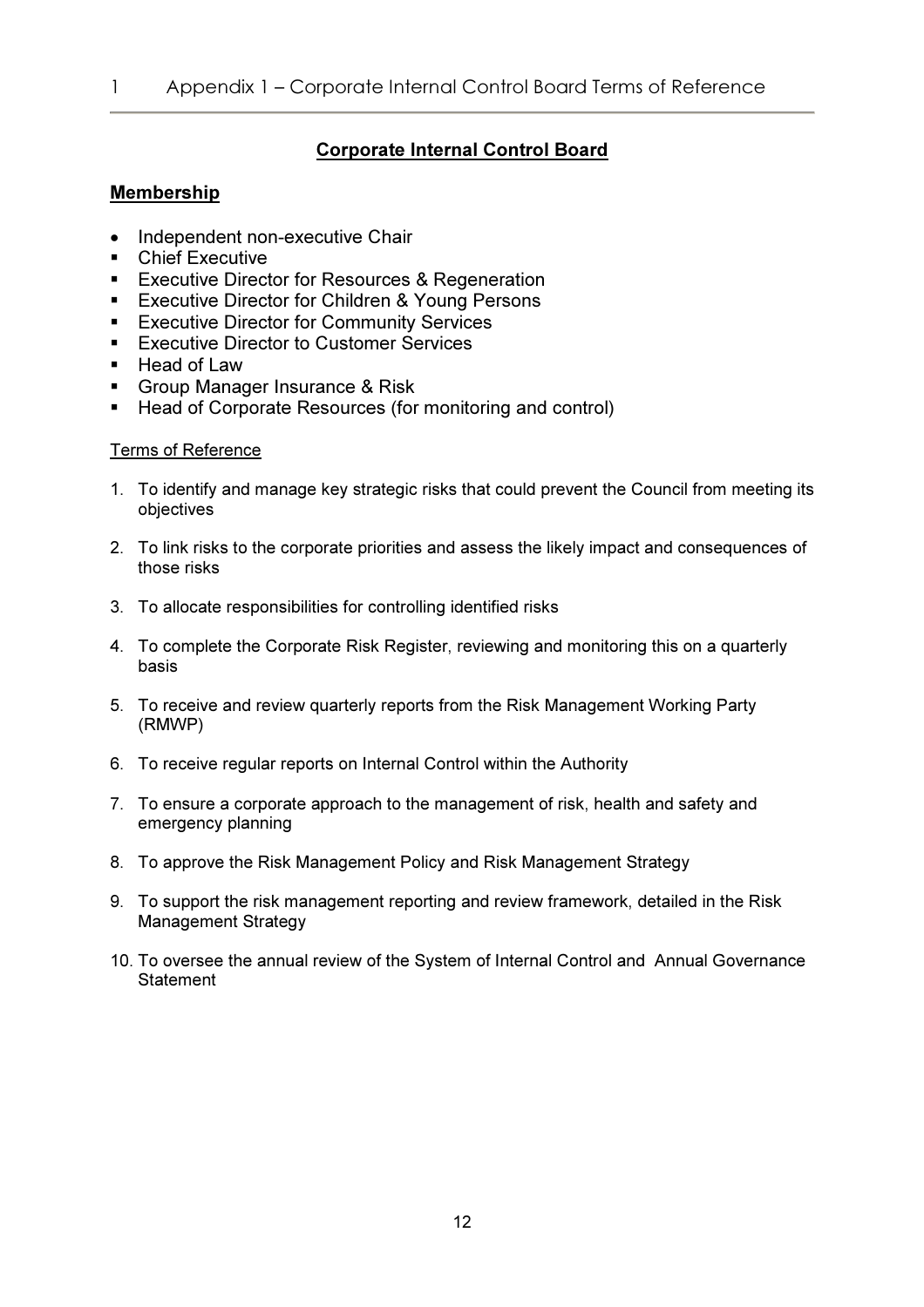# 1 Appendix 1 – Corporate Internal Control Board Terms of Reference

## Corporate Internal Control Board

### Membership

- Independent non-executive Chair
- Chief Executive
- Executive Director for Resources & Regeneration
- Executive Director for Children & Young Persons
- Executive Director for Community Services
- Executive Director to Customer Services
- Head of Law
- Group Manager Insurance & Risk
- Head of Corporate Resources (for monitoring and control)

Terms of Reference

1. To identify and manage key strategic risks that could prevent the Council from meeting its objectives
2. To link risks to the corporate priorities and assess the likely impact and consequences of those risks
3. To allocate responsibilities for controlling identified risks
4. To complete the Corporate Risk Register, reviewing and monitoring this on a quarterly basis
5. To receive and review quarterly reports from the Risk Management Working Party (RMWP)
6. To receive regular reports on Internal Control within the Authority
7. To ensure a corporate approach to the management of risk, health and safety and emergency planning
8. To approve the Risk Management Policy and Risk Management Strategy
9. To support the risk management reporting and review framework, detailed in the Risk Management Strategy
10. To oversee the annual review of the System of Internal Control and Annual Governance Statement